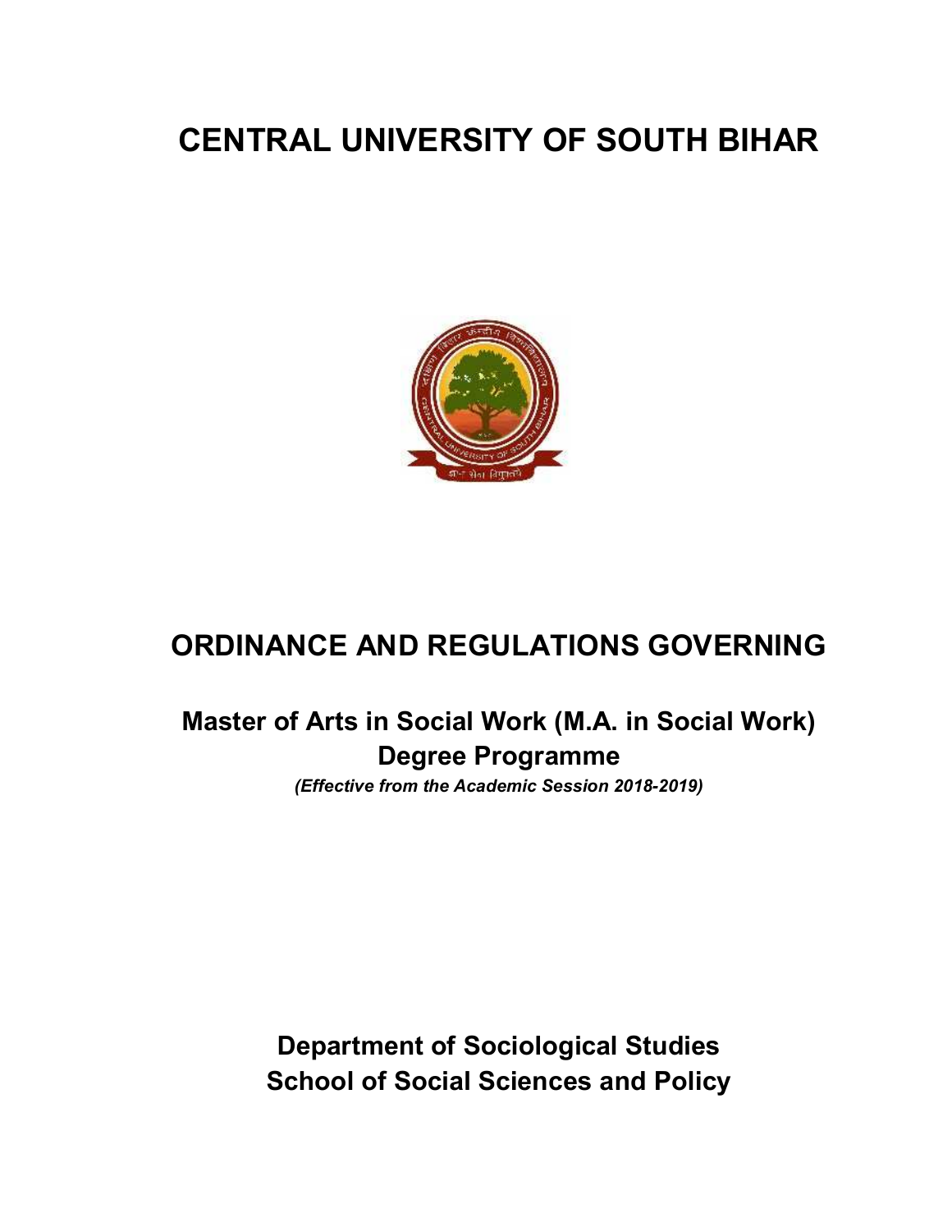# CENTRAL UNIVERSITY OF SOUTH BIHAR

## ORDINANCE AND REGULATIONS GOVERNING

### Master of Arts in Social Work (M.A. in Social Work) Degree Programme

*(Effective from the Academic Session 2018-2019)*

**Department of Sociological Studies**

**School of Social Sciences and Policy**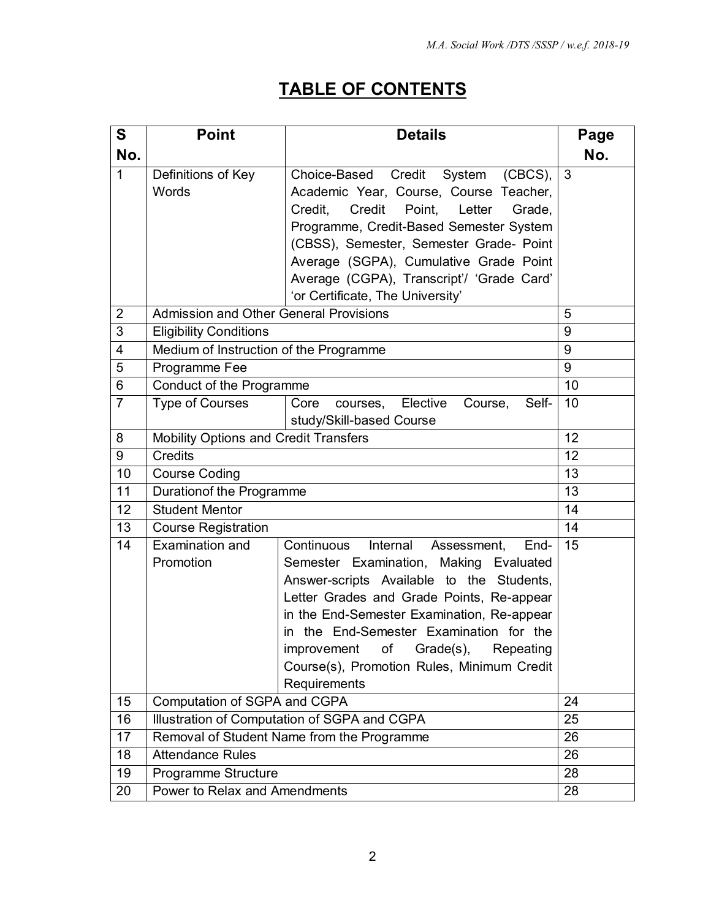# TABLE OF CONTENTS

| S No. | Point | Details | Page No. |
|---|---|---|---|
| 1 | Definitions of Key Words | Choice-Based Credit System (CBCS), Academic Year, Course, Course Teacher, Credit, Credit Point, Letter Grade, Programme, Credit-Based Semester System (CBSS), Semester, Semester Grade- Point Average (SGPA), Cumulative Grade Point Average (CGPA), Transcript'/ 'Grade Card' 'or Certificate, The University' | 3 |
| 2 | Admission and Other General Provisions | | 5 |
| 3 | Eligibility Conditions | | 9 |
| 4 | Medium of Instruction of the Programme | | 9 |
| 5 | Programme Fee | | 9 |
| 6 | Conduct of the Programme | | 10 |
| 7 | Type of Courses | Core courses, Elective Course, Self-study/Skill-based Course | 10 |
| 8 | Mobility Options and Credit Transfers | | 12 |
| 9 | Credits | | 12 |
| 10 | Course Coding | | 13 |
| 11 | Durationof the Programme | | 13 |
| 12 | Student Mentor | | 14 |
| 13 | Course Registration | | 14 |
| 14 | Examination and Promotion | Continuous Internal Assessment, End-Semester Examination, Making Evaluated Answer-scripts Available to the Students, Letter Grades and Grade Points, Re-appear in the End-Semester Examination, Re-appear in the End-Semester Examination for the improvement of Grade(s), Repeating Course(s), Promotion Rules, Minimum Credit Requirements | 15 |
| 15 | Computation of SGPA and CGPA | | 24 |
| 16 | Illustration of Computation of SGPA and CGPA | | 25 |
| 17 | Removal of Student Name from the Programme | | 26 |
| 18 | Attendance Rules | | 26 |
| 19 | Programme Structure | | 28 |
| 20 | Power to Relax and Amendments | | 28 |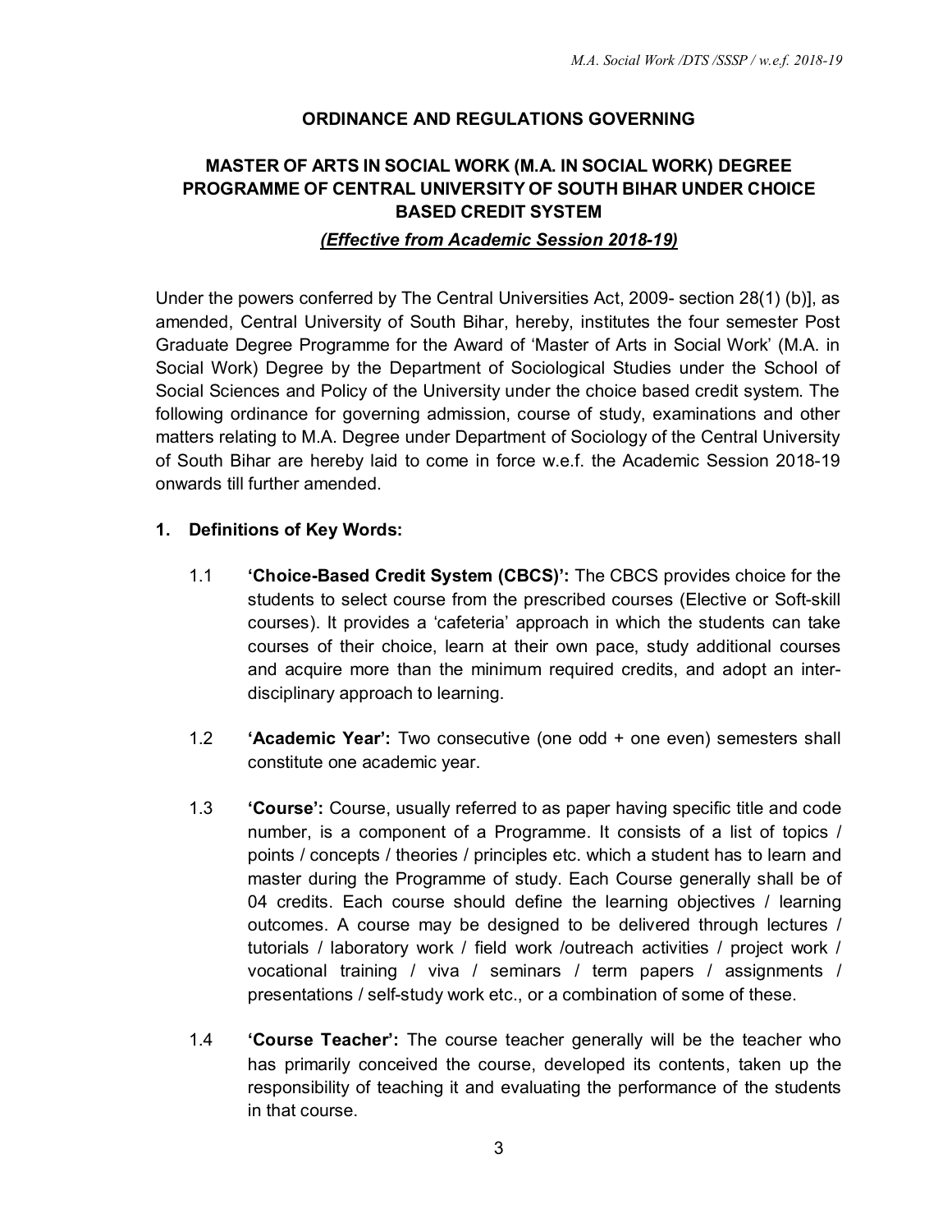## ORDINANCE AND REGULATIONS GOVERNING

## MASTER OF ARTS IN SOCIAL WORK (M.A. IN SOCIAL WORK) DEGREE PROGRAMME OF CENTRAL UNIVERSITY OF SOUTH BIHAR UNDER CHOICE BASED CREDIT SYSTEM

***(Effective from Academic Session 2018-19)***

Under the powers conferred by The Central Universities Act, 2009- section 28(1) (b)], as amended, Central University of South Bihar, hereby, institutes the four semester Post Graduate Degree Programme for the Award of 'Master of Arts in Social Work' (M.A. in Social Work) Degree by the Department of Sociological Studies under the School of Social Sciences and Policy of the University under the choice based credit system. The following ordinance for governing admission, course of study, examinations and other matters relating to M.A. Degree under Department of Sociology of the Central University of South Bihar are hereby laid to come in force w.e.f. the Academic Session 2018-19 onwards till further amended.

### 1. Definitions of Key Words:

1.1 **'Choice-Based Credit System (CBCS)':** The CBCS provides choice for the students to select course from the prescribed courses (Elective or Soft-skill courses). It provides a 'cafeteria' approach in which the students can take courses of their choice, learn at their own pace, study additional courses and acquire more than the minimum required credits, and adopt an inter-disciplinary approach to learning.

1.2 **'Academic Year':** Two consecutive (one odd + one even) semesters shall constitute one academic year.

1.3 **'Course':** Course, usually referred to as paper having specific title and code number, is a component of a Programme. It consists of a list of topics / points / concepts / theories / principles etc. which a student has to learn and master during the Programme of study. Each Course generally shall be of 04 credits. Each course should define the learning objectives / learning outcomes. A course may be designed to be delivered through lectures / tutorials / laboratory work / field work /outreach activities / project work / vocational training / viva / seminars / term papers / assignments / presentations / self-study work etc., or a combination of some of these.

1.4 **'Course Teacher':** The course teacher generally will be the teacher who has primarily conceived the course, developed its contents, taken up the responsibility of teaching it and evaluating the performance of the students in that course.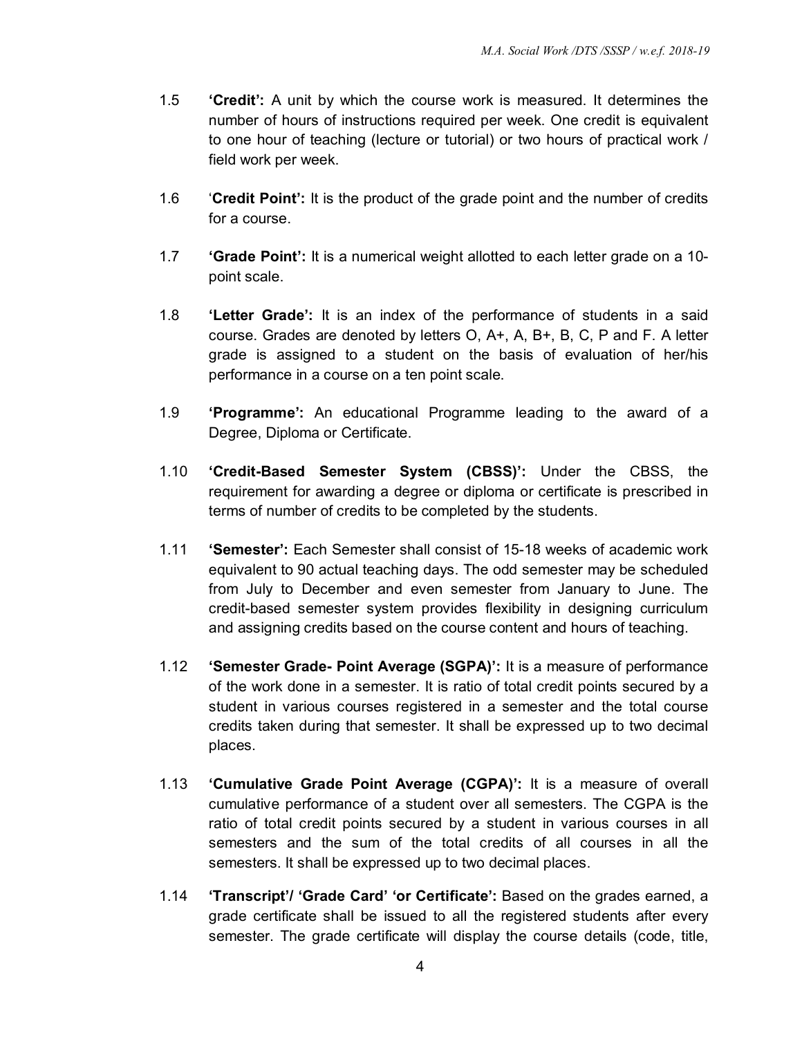1.5 **'Credit':** A unit by which the course work is measured. It determines the number of hours of instructions required per week. One credit is equivalent to one hour of teaching (lecture or tutorial) or two hours of practical work / field work per week.

1.6 '**Credit Point':** It is the product of the grade point and the number of credits for a course.

1.7 **'Grade Point':** It is a numerical weight allotted to each letter grade on a 10-point scale.

1.8 **'Letter Grade':** It is an index of the performance of students in a said course. Grades are denoted by letters O, A+, A, B+, B, C, P and F. A letter grade is assigned to a student on the basis of evaluation of her/his performance in a course on a ten point scale.

1.9 **'Programme':** An educational Programme leading to the award of a Degree, Diploma or Certificate.

1.10 **'Credit-Based Semester System (CBSS)':** Under the CBSS, the requirement for awarding a degree or diploma or certificate is prescribed in terms of number of credits to be completed by the students.

1.11 **'Semester':** Each Semester shall consist of 15-18 weeks of academic work equivalent to 90 actual teaching days. The odd semester may be scheduled from July to December and even semester from January to June. The credit-based semester system provides flexibility in designing curriculum and assigning credits based on the course content and hours of teaching.

1.12 **'Semester Grade- Point Average (SGPA)':** It is a measure of performance of the work done in a semester. It is ratio of total credit points secured by a student in various courses registered in a semester and the total course credits taken during that semester. It shall be expressed up to two decimal places.

1.13 **'Cumulative Grade Point Average (CGPA)':** It is a measure of overall cumulative performance of a student over all semesters. The CGPA is the ratio of total credit points secured by a student in various courses in all semesters and the sum of the total credits of all courses in all the semesters. It shall be expressed up to two decimal places.

1.14 **'Transcript'/ 'Grade Card' 'or Certificate':** Based on the grades earned, a grade certificate shall be issued to all the registered students after every semester. The grade certificate will display the course details (code, title,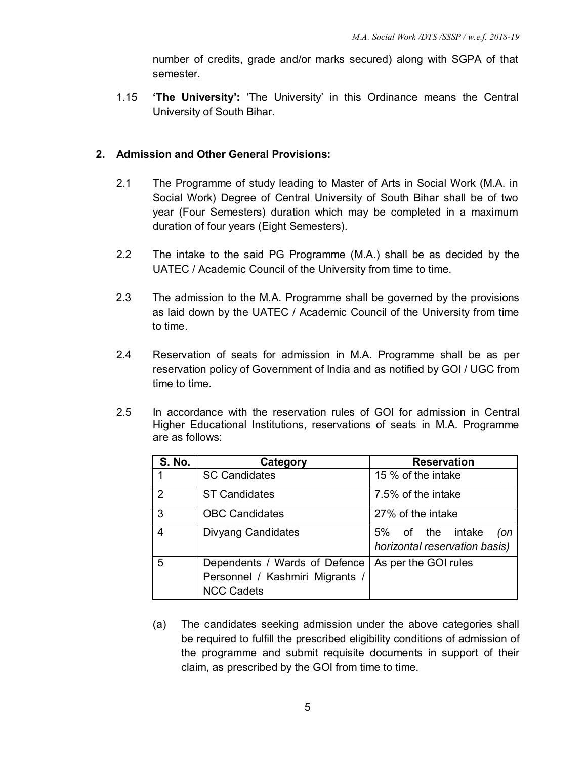number of credits, grade and/or marks secured) along with SGPA of that semester.

1.15 **'The University':** 'The University' in this Ordinance means the Central University of South Bihar.

## 2. Admission and Other General Provisions:

2.1 The Programme of study leading to Master of Arts in Social Work (M.A. in Social Work) Degree of Central University of South Bihar shall be of two year (Four Semesters) duration which may be completed in a maximum duration of four years (Eight Semesters).

2.2 The intake to the said PG Programme (M.A.) shall be as decided by the UATEC / Academic Council of the University from time to time.

2.3 The admission to the M.A. Programme shall be governed by the provisions as laid down by the UATEC / Academic Council of the University from time to time.

2.4 Reservation of seats for admission in M.A. Programme shall be as per reservation policy of Government of India and as notified by GOI / UGC from time to time.

2.5 In accordance with the reservation rules of GOI for admission in Central Higher Educational Institutions, reservations of seats in M.A. Programme are as follows:

| S. No. | Category | Reservation |
|---|---|---|
| 1 | SC Candidates | 15 % of the intake |
| 2 | ST Candidates | 7.5% of the intake |
| 3 | OBC Candidates | 27% of the intake |
| 4 | Divyang Candidates | 5% of the intake *(on horizontal reservation basis)* |
| 5 | Dependents / Wards of Defence Personnel / Kashmiri Migrants / NCC Cadets | As per the GOI rules |

(a) The candidates seeking admission under the above categories shall be required to fulfill the prescribed eligibility conditions of admission of the programme and submit requisite documents in support of their claim, as prescribed by the GOI from time to time.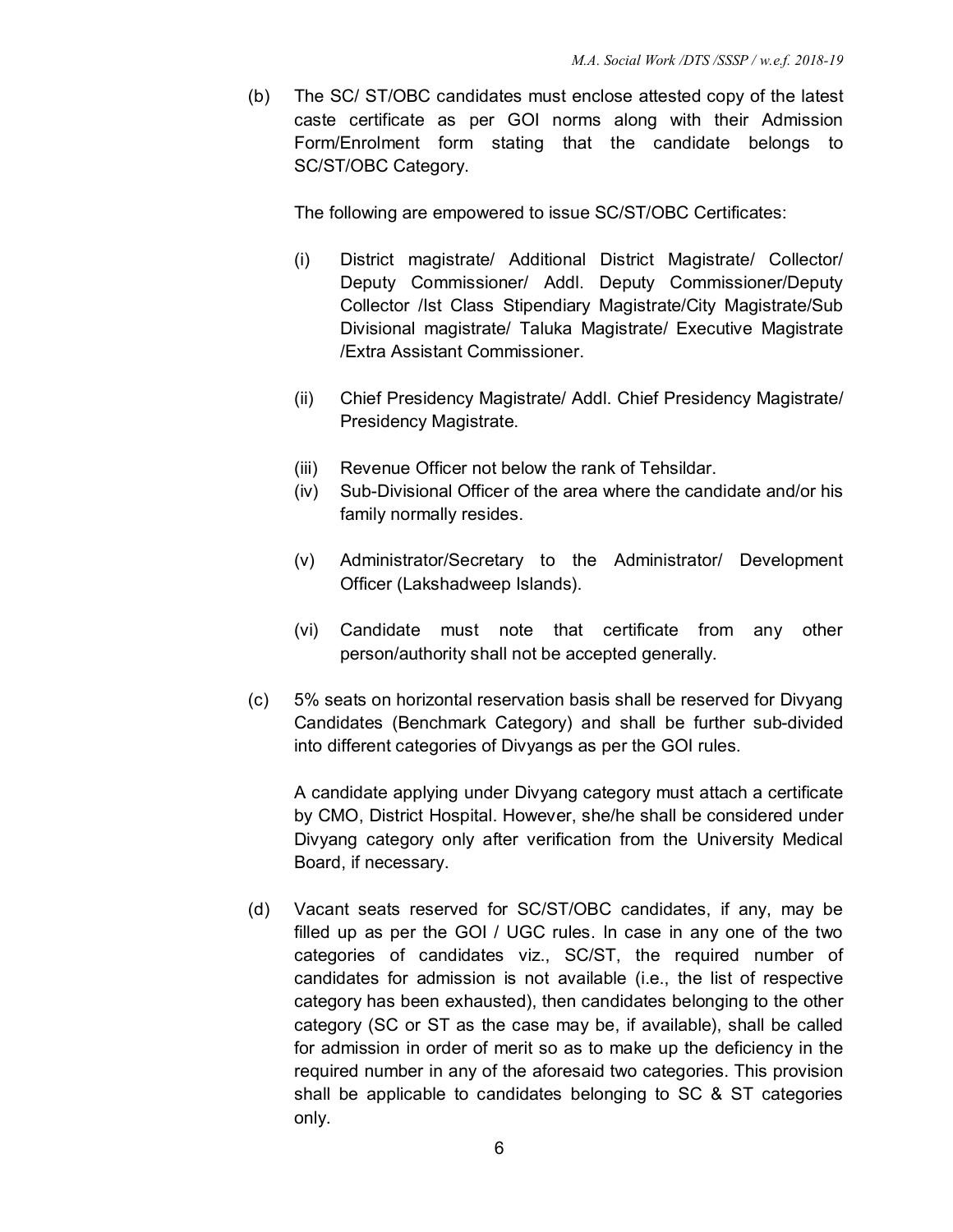(b) The SC/ ST/OBC candidates must enclose attested copy of the latest caste certificate as per GOI norms along with their Admission Form/Enrolment form stating that the candidate belongs to SC/ST/OBC Category.

The following are empowered to issue SC/ST/OBC Certificates:

(i) District magistrate/ Additional District Magistrate/ Collector/ Deputy Commissioner/ Addl. Deputy Commissioner/Deputy Collector /Ist Class Stipendiary Magistrate/City Magistrate/Sub Divisional magistrate/ Taluka Magistrate/ Executive Magistrate /Extra Assistant Commissioner.

(ii) Chief Presidency Magistrate/ Addl. Chief Presidency Magistrate/ Presidency Magistrate.

(iii) Revenue Officer not below the rank of Tehsildar.

(iv) Sub-Divisional Officer of the area where the candidate and/or his family normally resides.

(v) Administrator/Secretary to the Administrator/ Development Officer (Lakshadweep Islands).

(vi) Candidate must note that certificate from any other person/authority shall not be accepted generally.

(c) 5% seats on horizontal reservation basis shall be reserved for Divyang Candidates (Benchmark Category) and shall be further sub-divided into different categories of Divyangs as per the GOI rules.

A candidate applying under Divyang category must attach a certificate by CMO, District Hospital. However, she/he shall be considered under Divyang category only after verification from the University Medical Board, if necessary.

(d) Vacant seats reserved for SC/ST/OBC candidates, if any, may be filled up as per the GOI / UGC rules. In case in any one of the two categories of candidates viz., SC/ST, the required number of candidates for admission is not available (i.e., the list of respective category has been exhausted), then candidates belonging to the other category (SC or ST as the case may be, if available), shall be called for admission in order of merit so as to make up the deficiency in the required number in any of the aforesaid two categories. This provision shall be applicable to candidates belonging to SC & ST categories only.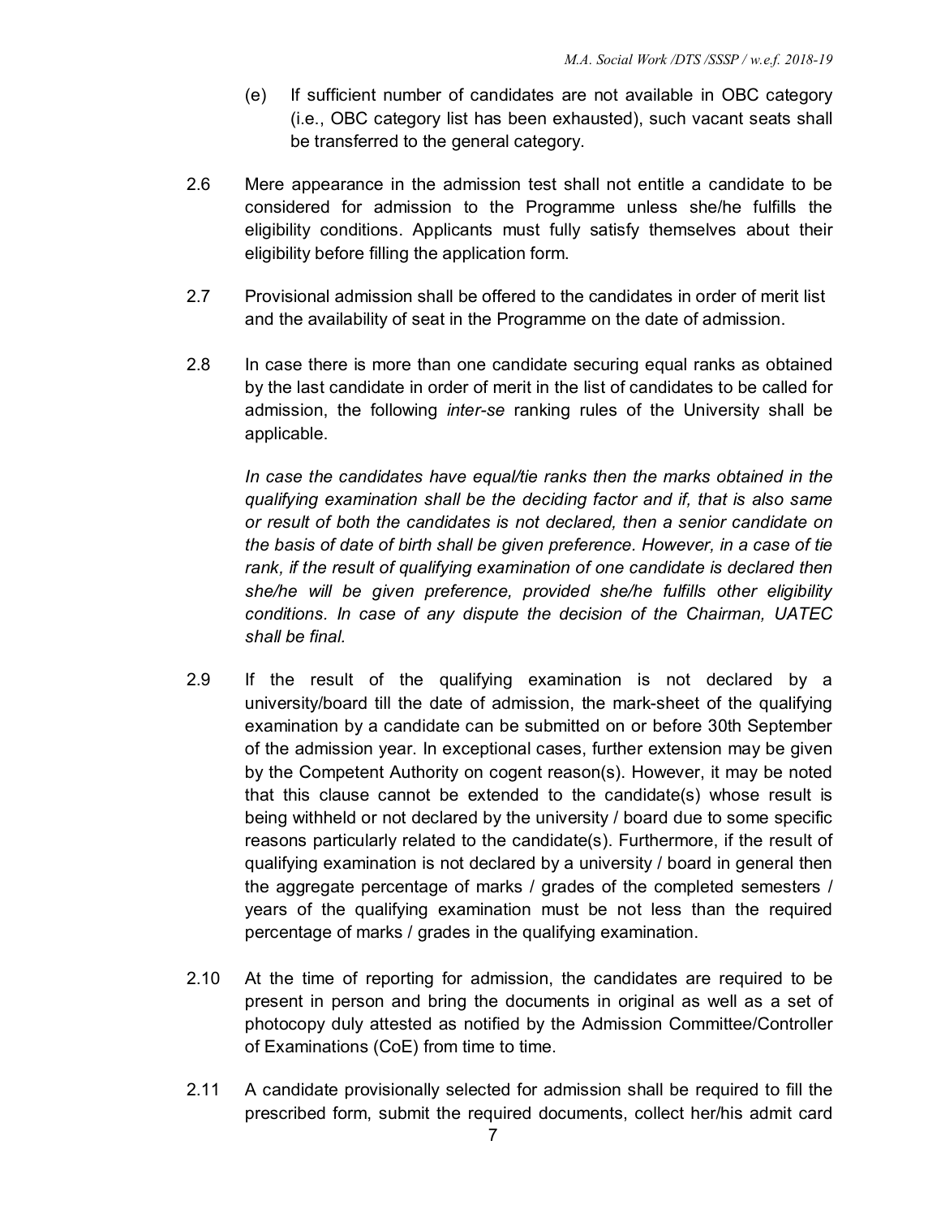(e) If sufficient number of candidates are not available in OBC category (i.e., OBC category list has been exhausted), such vacant seats shall be transferred to the general category.

2.6 Mere appearance in the admission test shall not entitle a candidate to be considered for admission to the Programme unless she/he fulfills the eligibility conditions. Applicants must fully satisfy themselves about their eligibility before filling the application form.

2.7 Provisional admission shall be offered to the candidates in order of merit list and the availability of seat in the Programme on the date of admission.

2.8 In case there is more than one candidate securing equal ranks as obtained by the last candidate in order of merit in the list of candidates to be called for admission, the following *inter-se* ranking rules of the University shall be applicable.

*In case the candidates have equal/tie ranks then the marks obtained in the qualifying examination shall be the deciding factor and if, that is also same or result of both the candidates is not declared, then a senior candidate on the basis of date of birth shall be given preference. However, in a case of tie rank, if the result of qualifying examination of one candidate is declared then she/he will be given preference, provided she/he fulfills other eligibility conditions. In case of any dispute the decision of the Chairman, UATEC shall be final.*

2.9 If the result of the qualifying examination is not declared by a university/board till the date of admission, the mark-sheet of the qualifying examination by a candidate can be submitted on or before 30th September of the admission year. In exceptional cases, further extension may be given by the Competent Authority on cogent reason(s). However, it may be noted that this clause cannot be extended to the candidate(s) whose result is being withheld or not declared by the university / board due to some specific reasons particularly related to the candidate(s). Furthermore, if the result of qualifying examination is not declared by a university / board in general then the aggregate percentage of marks / grades of the completed semesters / years of the qualifying examination must be not less than the required percentage of marks / grades in the qualifying examination.

2.10 At the time of reporting for admission, the candidates are required to be present in person and bring the documents in original as well as a set of photocopy duly attested as notified by the Admission Committee/Controller of Examinations (CoE) from time to time.

2.11 A candidate provisionally selected for admission shall be required to fill the prescribed form, submit the required documents, collect her/his admit card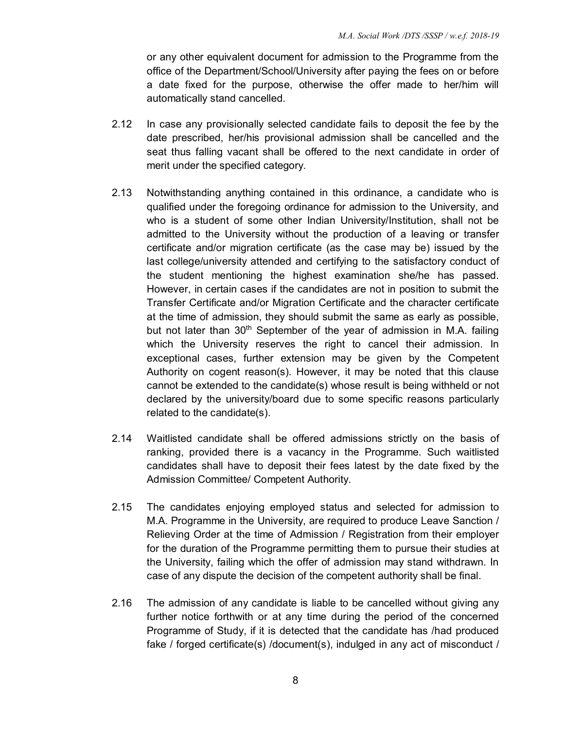or any other equivalent document for admission to the Programme from the office of the Department/School/University after paying the fees on or before a date fixed for the purpose, otherwise the offer made to her/him will automatically stand cancelled.

2.12 In case any provisionally selected candidate fails to deposit the fee by the date prescribed, her/his provisional admission shall be cancelled and the seat thus falling vacant shall be offered to the next candidate in order of merit under the specified category.

2.13 Notwithstanding anything contained in this ordinance, a candidate who is qualified under the foregoing ordinance for admission to the University, and who is a student of some other Indian University/Institution, shall not be admitted to the University without the production of a leaving or transfer certificate and/or migration certificate (as the case may be) issued by the last college/university attended and certifying to the satisfactory conduct of the student mentioning the highest examination she/he has passed. However, in certain cases if the candidates are not in position to submit the Transfer Certificate and/or Migration Certificate and the character certificate at the time of admission, they should submit the same as early as possible, but not later than 30th September of the year of admission in M.A. failing which the University reserves the right to cancel their admission. In exceptional cases, further extension may be given by the Competent Authority on cogent reason(s). However, it may be noted that this clause cannot be extended to the candidate(s) whose result is being withheld or not declared by the university/board due to some specific reasons particularly related to the candidate(s).

2.14 Waitlisted candidate shall be offered admissions strictly on the basis of ranking, provided there is a vacancy in the Programme. Such waitlisted candidates shall have to deposit their fees latest by the date fixed by the Admission Committee/ Competent Authority.

2.15 The candidates enjoying employed status and selected for admission to M.A. Programme in the University, are required to produce Leave Sanction / Relieving Order at the time of Admission / Registration from their employer for the duration of the Programme permitting them to pursue their studies at the University, failing which the offer of admission may stand withdrawn. In case of any dispute the decision of the competent authority shall be final.

2.16 The admission of any candidate is liable to be cancelled without giving any further notice forthwith or at any time during the period of the concerned Programme of Study, if it is detected that the candidate has /had produced fake / forged certificate(s) /document(s), indulged in any act of misconduct /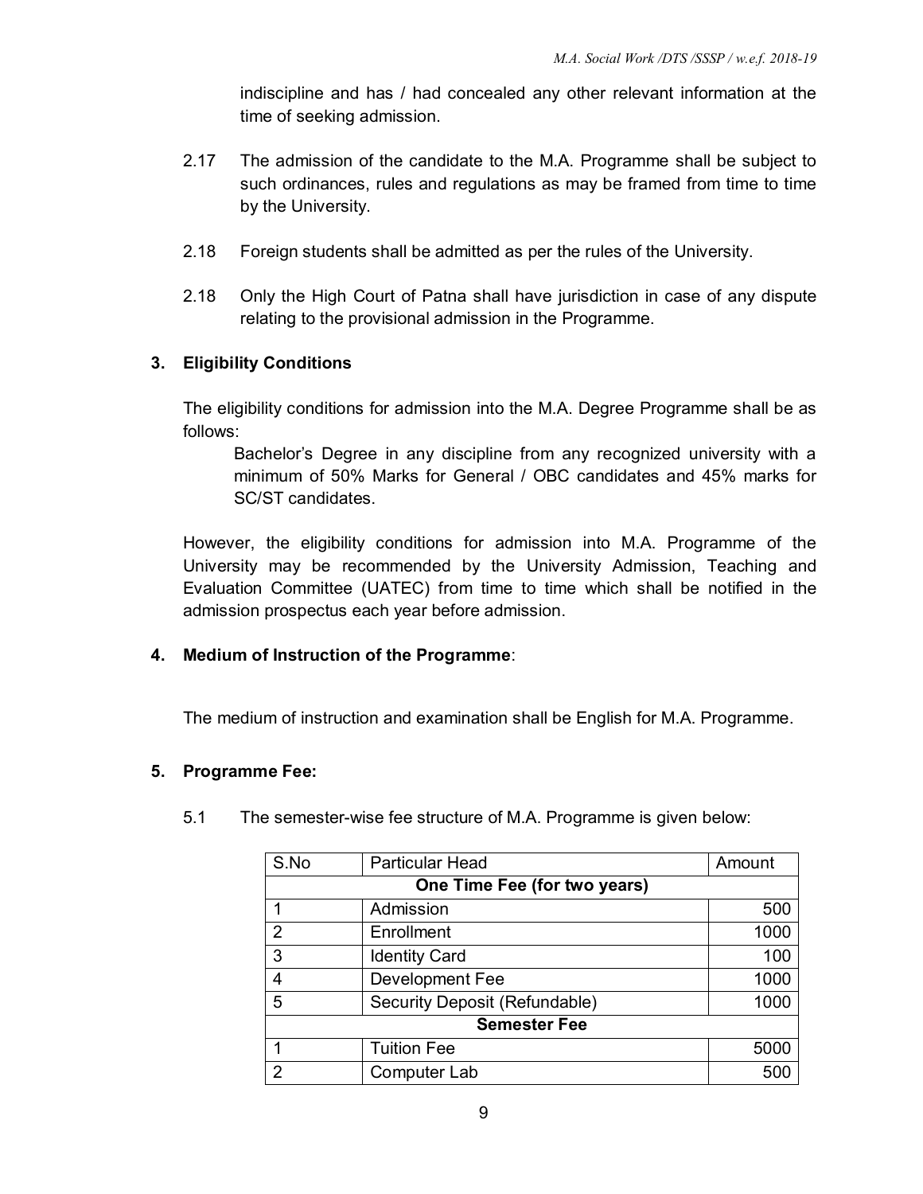indiscipline and has / had concealed any other relevant information at the time of seeking admission.

2.17 The admission of the candidate to the M.A. Programme shall be subject to such ordinances, rules and regulations as may be framed from time to time by the University.

2.18 Foreign students shall be admitted as per the rules of the University.

2.18 Only the High Court of Patna shall have jurisdiction in case of any dispute relating to the provisional admission in the Programme.

## 3. Eligibility Conditions

The eligibility conditions for admission into the M.A. Degree Programme shall be as follows:

> Bachelor's Degree in any discipline from any recognized university with a minimum of 50% Marks for General / OBC candidates and 45% marks for SC/ST candidates.

However, the eligibility conditions for admission into M.A. Programme of the University may be recommended by the University Admission, Teaching and Evaluation Committee (UATEC) from time to time which shall be notified in the admission prospectus each year before admission.

## 4. Medium of Instruction of the Programme:

The medium of instruction and examination shall be English for M.A. Programme.

## 5. Programme Fee:

5.1 The semester-wise fee structure of M.A. Programme is given below:

| S.No | Particular Head | Amount |
|---|---|---|
| **One Time Fee (for two years)** | | |
| 1 | Admission | 500 |
| 2 | Enrollment | 1000 |
| 3 | Identity Card | 100 |
| 4 | Development Fee | 1000 |
| 5 | Security Deposit (Refundable) | 1000 |
| **Semester Fee** | | |
| 1 | Tuition Fee | 5000 |
| 2 | Computer Lab | 500 |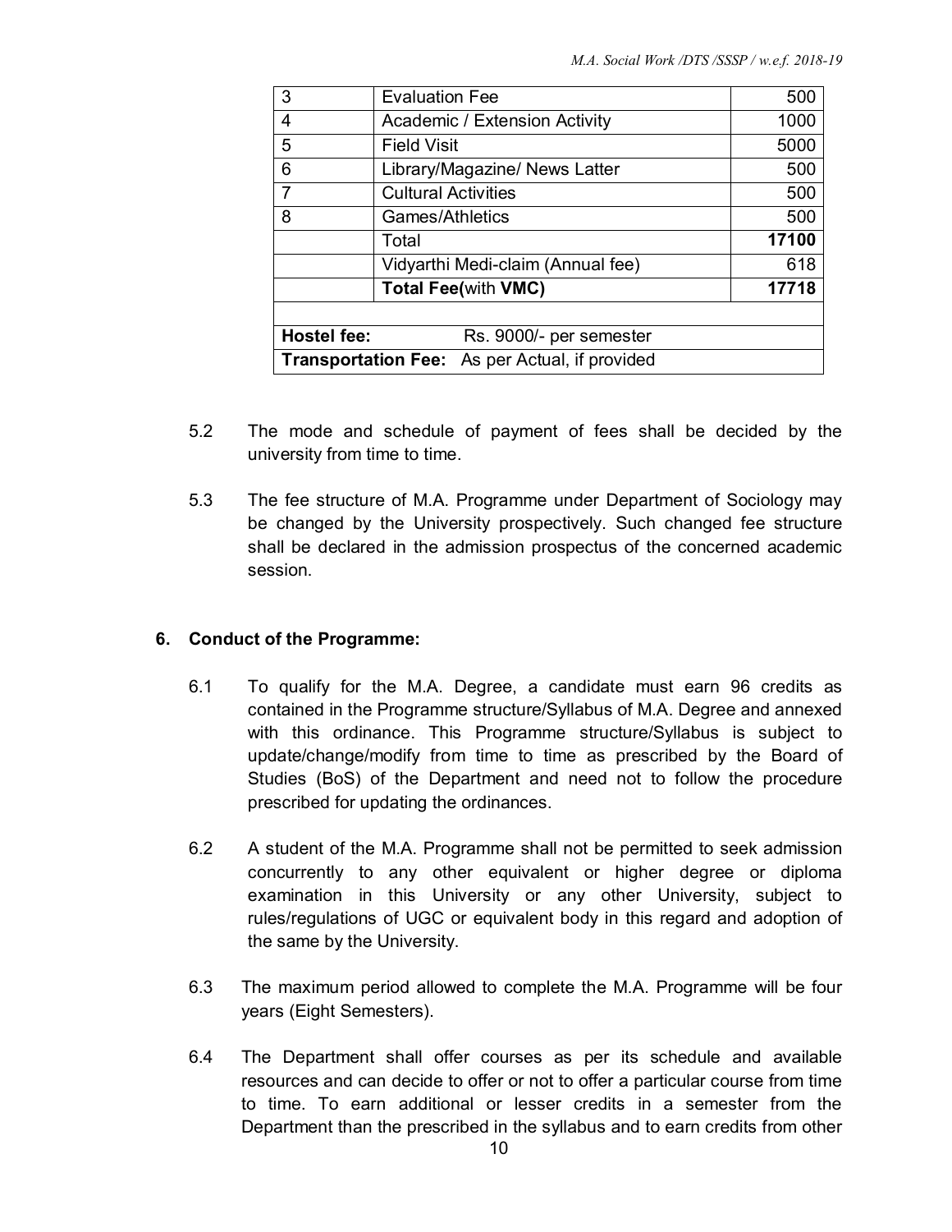| | | |
|---|---|---|
| 3 | Evaluation Fee | 500 |
| 4 | Academic / Extension Activity | 1000 |
| 5 | Field Visit | 5000 |
| 6 | Library/Magazine/ News Latter | 500 |
| 7 | Cultural Activities | 500 |
| 8 | Games/Athletics | 500 |
| | Total | **17100** |
| | Vidyarthi Medi-claim (Annual fee) | 618 |
| | **Total Fee(**with **VMC)** | **17718** |
| | | |
| **Hostel fee:** | Rs. 9000/- per semester | |
| **Transportation Fee:** | As per Actual, if provided | |

5.2 The mode and schedule of payment of fees shall be decided by the university from time to time.

5.3 The fee structure of M.A. Programme under Department of Sociology may be changed by the University prospectively. Such changed fee structure shall be declared in the admission prospectus of the concerned academic session.

## 6. Conduct of the Programme:

6.1 To qualify for the M.A. Degree, a candidate must earn 96 credits as contained in the Programme structure/Syllabus of M.A. Degree and annexed with this ordinance. This Programme structure/Syllabus is subject to update/change/modify from time to time as prescribed by the Board of Studies (BoS) of the Department and need not to follow the procedure prescribed for updating the ordinances.

6.2 A student of the M.A. Programme shall not be permitted to seek admission concurrently to any other equivalent or higher degree or diploma examination in this University or any other University, subject to rules/regulations of UGC or equivalent body in this regard and adoption of the same by the University.

6.3 The maximum period allowed to complete the M.A. Programme will be four years (Eight Semesters).

6.4 The Department shall offer courses as per its schedule and available resources and can decide to offer or not to offer a particular course from time to time. To earn additional or lesser credits in a semester from the Department than the prescribed in the syllabus and to earn credits from other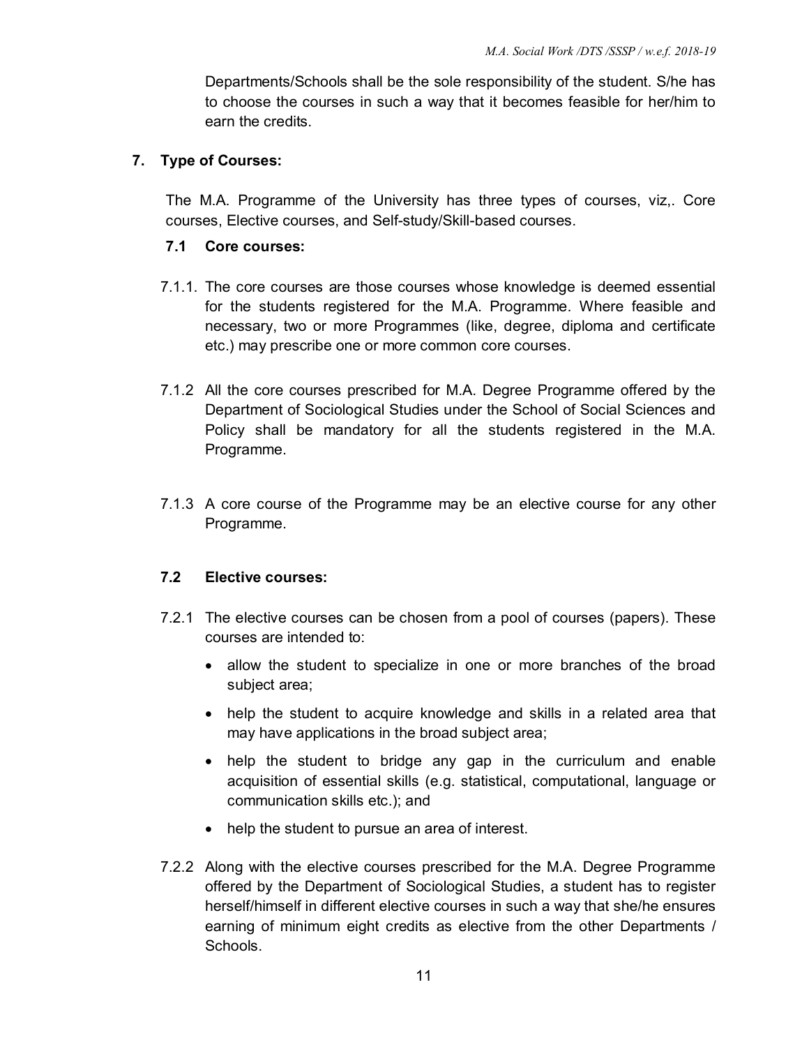Departments/Schools shall be the sole responsibility of the student. S/he has to choose the courses in such a way that it becomes feasible for her/him to earn the credits.

## 7. Type of Courses:

The M.A. Programme of the University has three types of courses, viz,. Core courses, Elective courses, and Self-study/Skill-based courses.

### 7.1 Core courses:

7.1.1. The core courses are those courses whose knowledge is deemed essential for the students registered for the M.A. Programme. Where feasible and necessary, two or more Programmes (like, degree, diploma and certificate etc.) may prescribe one or more common core courses.

7.1.2 All the core courses prescribed for M.A. Degree Programme offered by the Department of Sociological Studies under the School of Social Sciences and Policy shall be mandatory for all the students registered in the M.A. Programme.

7.1.3 A core course of the Programme may be an elective course for any other Programme.

### 7.2 Elective courses:

7.2.1 The elective courses can be chosen from a pool of courses (papers). These courses are intended to:

- allow the student to specialize in one or more branches of the broad subject area;
- help the student to acquire knowledge and skills in a related area that may have applications in the broad subject area;
- help the student to bridge any gap in the curriculum and enable acquisition of essential skills (e.g. statistical, computational, language or communication skills etc.); and
- help the student to pursue an area of interest.

7.2.2 Along with the elective courses prescribed for the M.A. Degree Programme offered by the Department of Sociological Studies, a student has to register herself/himself in different elective courses in such a way that she/he ensures earning of minimum eight credits as elective from the other Departments / Schools.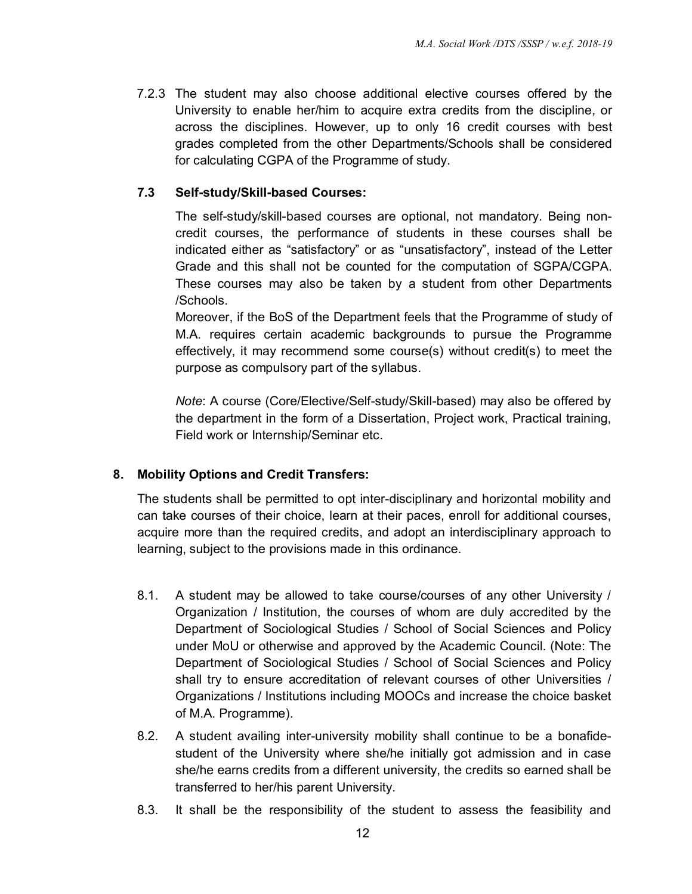7.2.3 The student may also choose additional elective courses offered by the University to enable her/him to acquire extra credits from the discipline, or across the disciplines. However, up to only 16 credit courses with best grades completed from the other Departments/Schools shall be considered for calculating CGPA of the Programme of study.

### 7.3 Self-study/Skill-based Courses:

The self-study/skill-based courses are optional, not mandatory. Being non-credit courses, the performance of students in these courses shall be indicated either as "satisfactory" or as "unsatisfactory", instead of the Letter Grade and this shall not be counted for the computation of SGPA/CGPA. These courses may also be taken by a student from other Departments /Schools.

Moreover, if the BoS of the Department feels that the Programme of study of M.A. requires certain academic backgrounds to pursue the Programme effectively, it may recommend some course(s) without credit(s) to meet the purpose as compulsory part of the syllabus.

*Note*: A course (Core/Elective/Self-study/Skill-based) may also be offered by the department in the form of a Dissertation, Project work, Practical training, Field work or Internship/Seminar etc.

## 8. Mobility Options and Credit Transfers:

The students shall be permitted to opt inter-disciplinary and horizontal mobility and can take courses of their choice, learn at their paces, enroll for additional courses, acquire more than the required credits, and adopt an interdisciplinary approach to learning, subject to the provisions made in this ordinance.

8.1. A student may be allowed to take course/courses of any other University / Organization / Institution, the courses of whom are duly accredited by the Department of Sociological Studies / School of Social Sciences and Policy under MoU or otherwise and approved by the Academic Council. (Note: The Department of Sociological Studies / School of Social Sciences and Policy shall try to ensure accreditation of relevant courses of other Universities / Organizations / Institutions including MOOCs and increase the choice basket of M.A. Programme).

8.2. A student availing inter-university mobility shall continue to be a bonafide-student of the University where she/he initially got admission and in case she/he earns credits from a different university, the credits so earned shall be transferred to her/his parent University.

8.3. It shall be the responsibility of the student to assess the feasibility and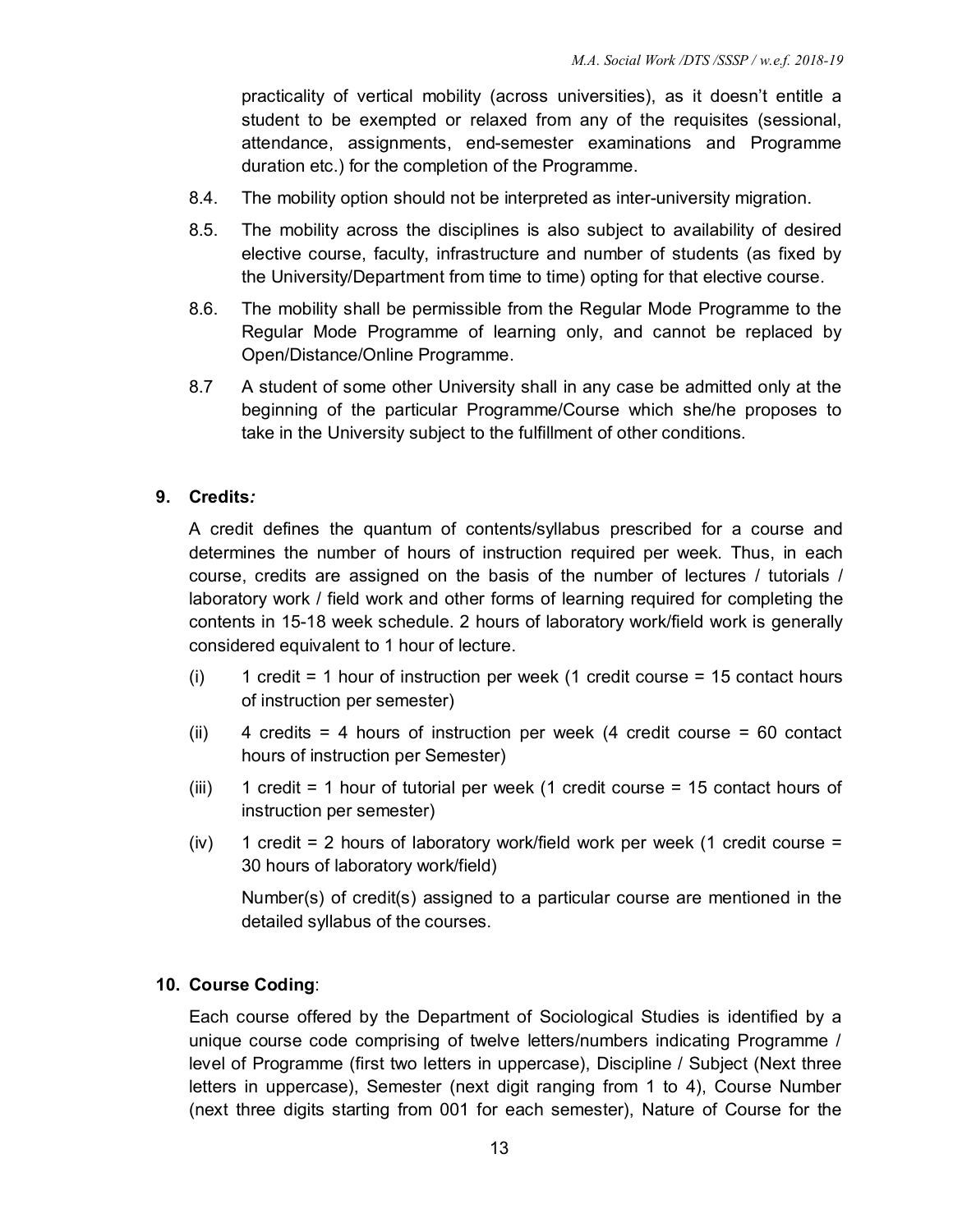practicality of vertical mobility (across universities), as it doesn't entitle a student to be exempted or relaxed from any of the requisites (sessional, attendance, assignments, end-semester examinations and Programme duration etc.) for the completion of the Programme.

8.4. The mobility option should not be interpreted as inter-university migration.

8.5. The mobility across the disciplines is also subject to availability of desired elective course, faculty, infrastructure and number of students (as fixed by the University/Department from time to time) opting for that elective course.

8.6. The mobility shall be permissible from the Regular Mode Programme to the Regular Mode Programme of learning only, and cannot be replaced by Open/Distance/Online Programme.

8.7 A student of some other University shall in any case be admitted only at the beginning of the particular Programme/Course which she/he proposes to take in the University subject to the fulfillment of other conditions.

## 9. Credits:

A credit defines the quantum of contents/syllabus prescribed for a course and determines the number of hours of instruction required per week. Thus, in each course, credits are assigned on the basis of the number of lectures / tutorials / laboratory work / field work and other forms of learning required for completing the contents in 15-18 week schedule. 2 hours of laboratory work/field work is generally considered equivalent to 1 hour of lecture.

(i) 1 credit = 1 hour of instruction per week (1 credit course = 15 contact hours of instruction per semester)

(ii) 4 credits = 4 hours of instruction per week (4 credit course = 60 contact hours of instruction per Semester)

(iii) 1 credit = 1 hour of tutorial per week (1 credit course = 15 contact hours of instruction per semester)

(iv) 1 credit = 2 hours of laboratory work/field work per week (1 credit course = 30 hours of laboratory work/field)

Number(s) of credit(s) assigned to a particular course are mentioned in the detailed syllabus of the courses.

## 10. Course Coding:

Each course offered by the Department of Sociological Studies is identified by a unique course code comprising of twelve letters/numbers indicating Programme / level of Programme (first two letters in uppercase), Discipline / Subject (Next three letters in uppercase), Semester (next digit ranging from 1 to 4), Course Number (next three digits starting from 001 for each semester), Nature of Course for the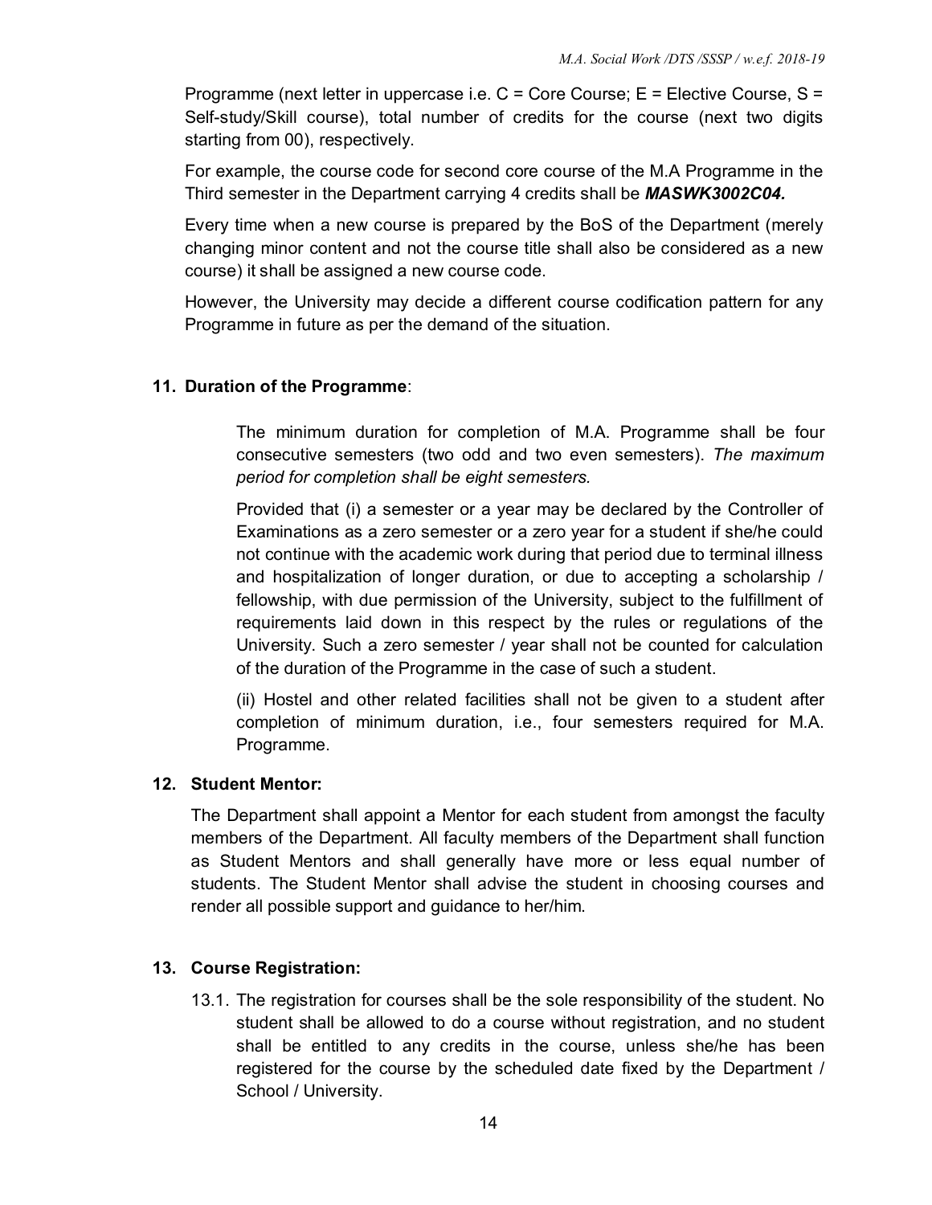Programme (next letter in uppercase i.e. C = Core Course; E = Elective Course, S = Self-study/Skill course), total number of credits for the course (next two digits starting from 00), respectively.

For example, the course code for second core course of the M.A Programme in the Third semester in the Department carrying 4 credits shall be ***MASWK3002C04.***

Every time when a new course is prepared by the BoS of the Department (merely changing minor content and not the course title shall also be considered as a new course) it shall be assigned a new course code.

However, the University may decide a different course codification pattern for any Programme in future as per the demand of the situation.

## 11. Duration of the Programme:

The minimum duration for completion of M.A. Programme shall be four consecutive semesters (two odd and two even semesters). *The maximum period for completion shall be eight semesters.*

Provided that (i) a semester or a year may be declared by the Controller of Examinations as a zero semester or a zero year for a student if she/he could not continue with the academic work during that period due to terminal illness and hospitalization of longer duration, or due to accepting a scholarship / fellowship, with due permission of the University, subject to the fulfillment of requirements laid down in this respect by the rules or regulations of the University. Such a zero semester / year shall not be counted for calculation of the duration of the Programme in the case of such a student.

(ii) Hostel and other related facilities shall not be given to a student after completion of minimum duration, i.e., four semesters required for M.A. Programme.

## 12. Student Mentor:

The Department shall appoint a Mentor for each student from amongst the faculty members of the Department. All faculty members of the Department shall function as Student Mentors and shall generally have more or less equal number of students. The Student Mentor shall advise the student in choosing courses and render all possible support and guidance to her/him.

## 13. Course Registration:

13.1. The registration for courses shall be the sole responsibility of the student. No student shall be allowed to do a course without registration, and no student shall be entitled to any credits in the course, unless she/he has been registered for the course by the scheduled date fixed by the Department / School / University.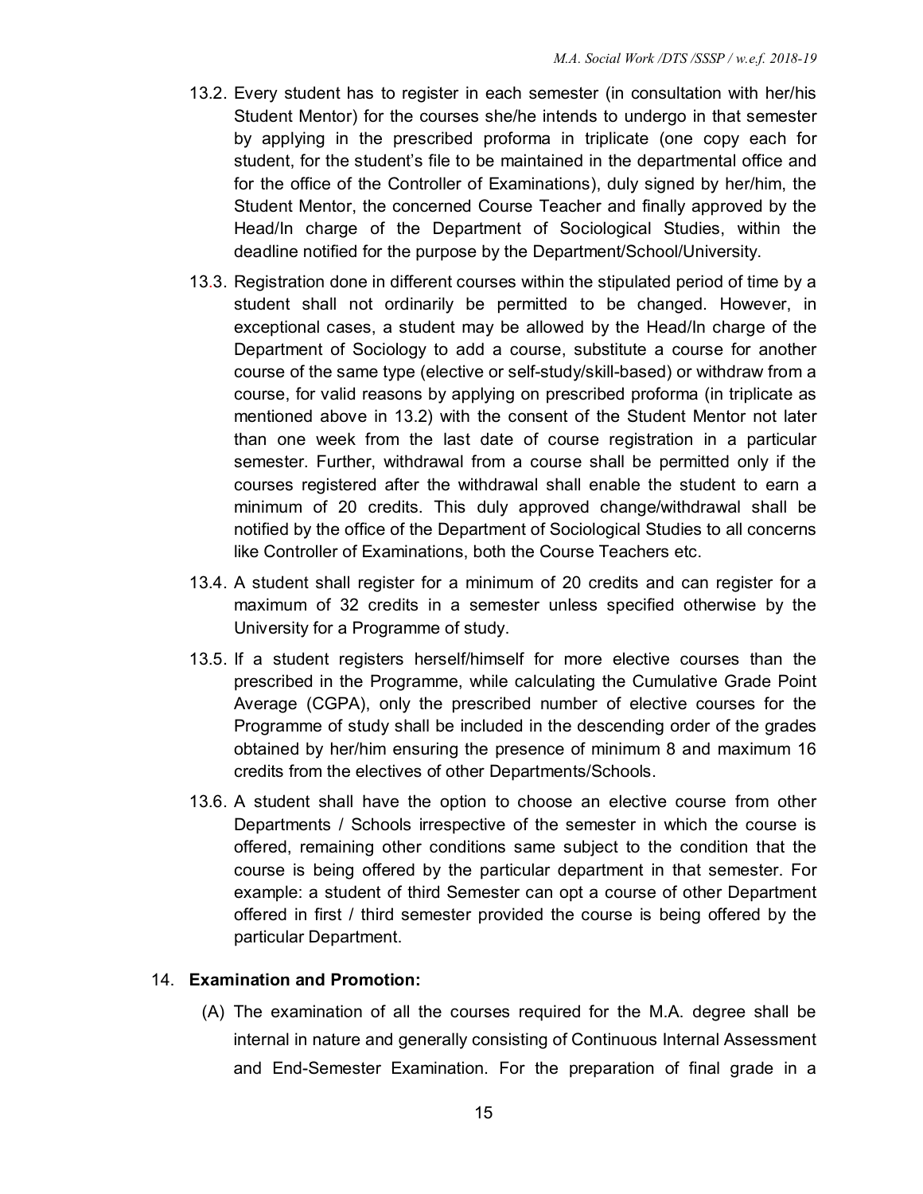13.2. Every student has to register in each semester (in consultation with her/his Student Mentor) for the courses she/he intends to undergo in that semester by applying in the prescribed proforma in triplicate (one copy each for student, for the student's file to be maintained in the departmental office and for the office of the Controller of Examinations), duly signed by her/him, the Student Mentor, the concerned Course Teacher and finally approved by the Head/In charge of the Department of Sociological Studies, within the deadline notified for the purpose by the Department/School/University.

13.3. Registration done in different courses within the stipulated period of time by a student shall not ordinarily be permitted to be changed. However, in exceptional cases, a student may be allowed by the Head/In charge of the Department of Sociology to add a course, substitute a course for another course of the same type (elective or self-study/skill-based) or withdraw from a course, for valid reasons by applying on prescribed proforma (in triplicate as mentioned above in 13.2) with the consent of the Student Mentor not later than one week from the last date of course registration in a particular semester. Further, withdrawal from a course shall be permitted only if the courses registered after the withdrawal shall enable the student to earn a minimum of 20 credits. This duly approved change/withdrawal shall be notified by the office of the Department of Sociological Studies to all concerns like Controller of Examinations, both the Course Teachers etc.

13.4. A student shall register for a minimum of 20 credits and can register for a maximum of 32 credits in a semester unless specified otherwise by the University for a Programme of study.

13.5. If a student registers herself/himself for more elective courses than the prescribed in the Programme, while calculating the Cumulative Grade Point Average (CGPA), only the prescribed number of elective courses for the Programme of study shall be included in the descending order of the grades obtained by her/him ensuring the presence of minimum 8 and maximum 16 credits from the electives of other Departments/Schools.

13.6. A student shall have the option to choose an elective course from other Departments / Schools irrespective of the semester in which the course is offered, remaining other conditions same subject to the condition that the course is being offered by the particular department in that semester. For example: a student of third Semester can opt a course of other Department offered in first / third semester provided the course is being offered by the particular Department.

14. **Examination and Promotion:**

(A) The examination of all the courses required for the M.A. degree shall be internal in nature and generally consisting of Continuous Internal Assessment and End-Semester Examination. For the preparation of final grade in a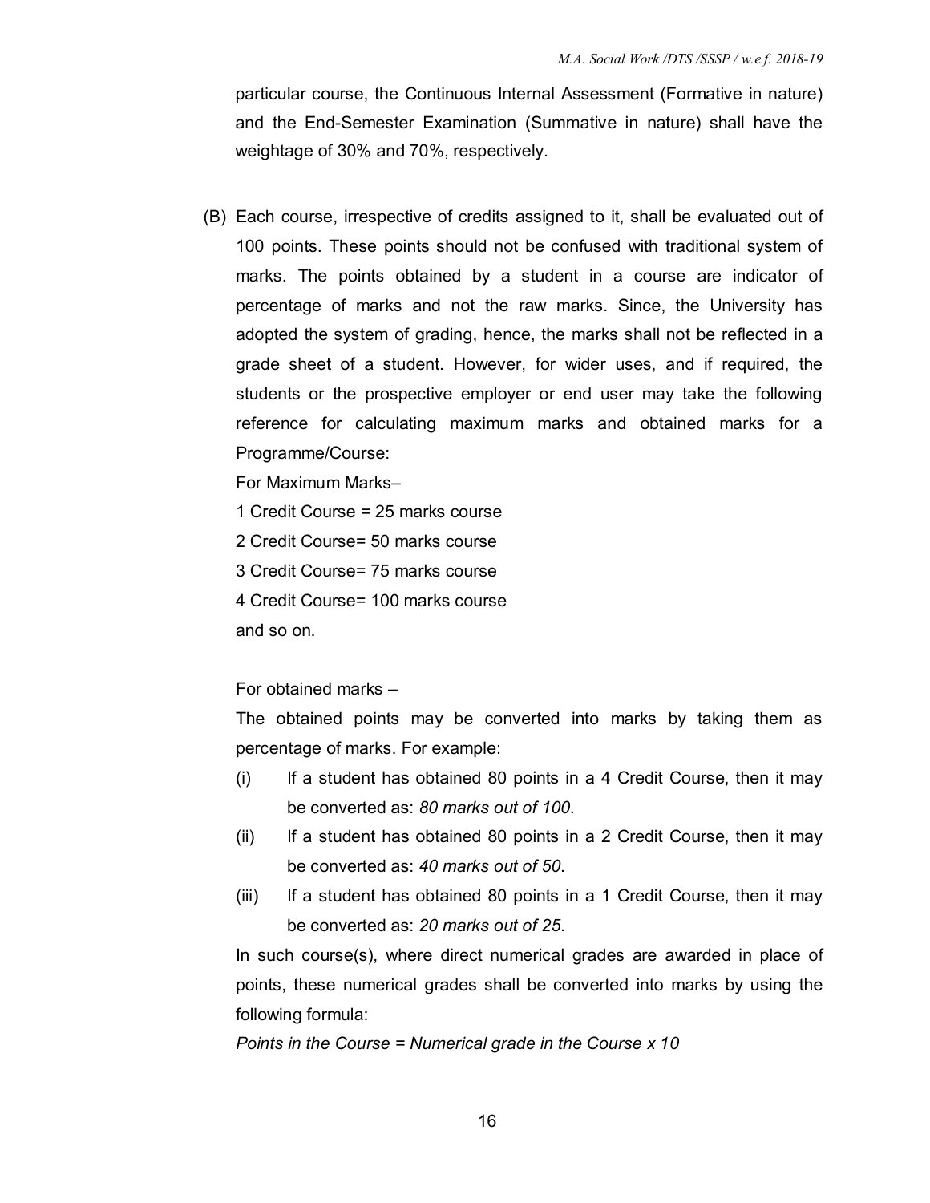particular course, the Continuous Internal Assessment (Formative in nature) and the End-Semester Examination (Summative in nature) shall have the weightage of 30% and 70%, respectively.

(B) Each course, irrespective of credits assigned to it, shall be evaluated out of 100 points. These points should not be confused with traditional system of marks. The points obtained by a student in a course are indicator of percentage of marks and not the raw marks. Since, the University has adopted the system of grading, hence, the marks shall not be reflected in a grade sheet of a student. However, for wider uses, and if required, the students or the prospective employer or end user may take the following reference for calculating maximum marks and obtained marks for a Programme/Course:

For Maximum Marks–

1 Credit Course = 25 marks course

2 Credit Course= 50 marks course

3 Credit Course= 75 marks course

4 Credit Course= 100 marks course

and so on.

For obtained marks –

The obtained points may be converted into marks by taking them as percentage of marks. For example:

(i) If a student has obtained 80 points in a 4 Credit Course, then it may be converted as: *80 marks out of 100*.

(ii) If a student has obtained 80 points in a 2 Credit Course, then it may be converted as: *40 marks out of 50*.

(iii) If a student has obtained 80 points in a 1 Credit Course, then it may be converted as: *20 marks out of 25*.

In such course(s), where direct numerical grades are awarded in place of points, these numerical grades shall be converted into marks by using the following formula:

*Points in the Course = Numerical grade in the Course x 10*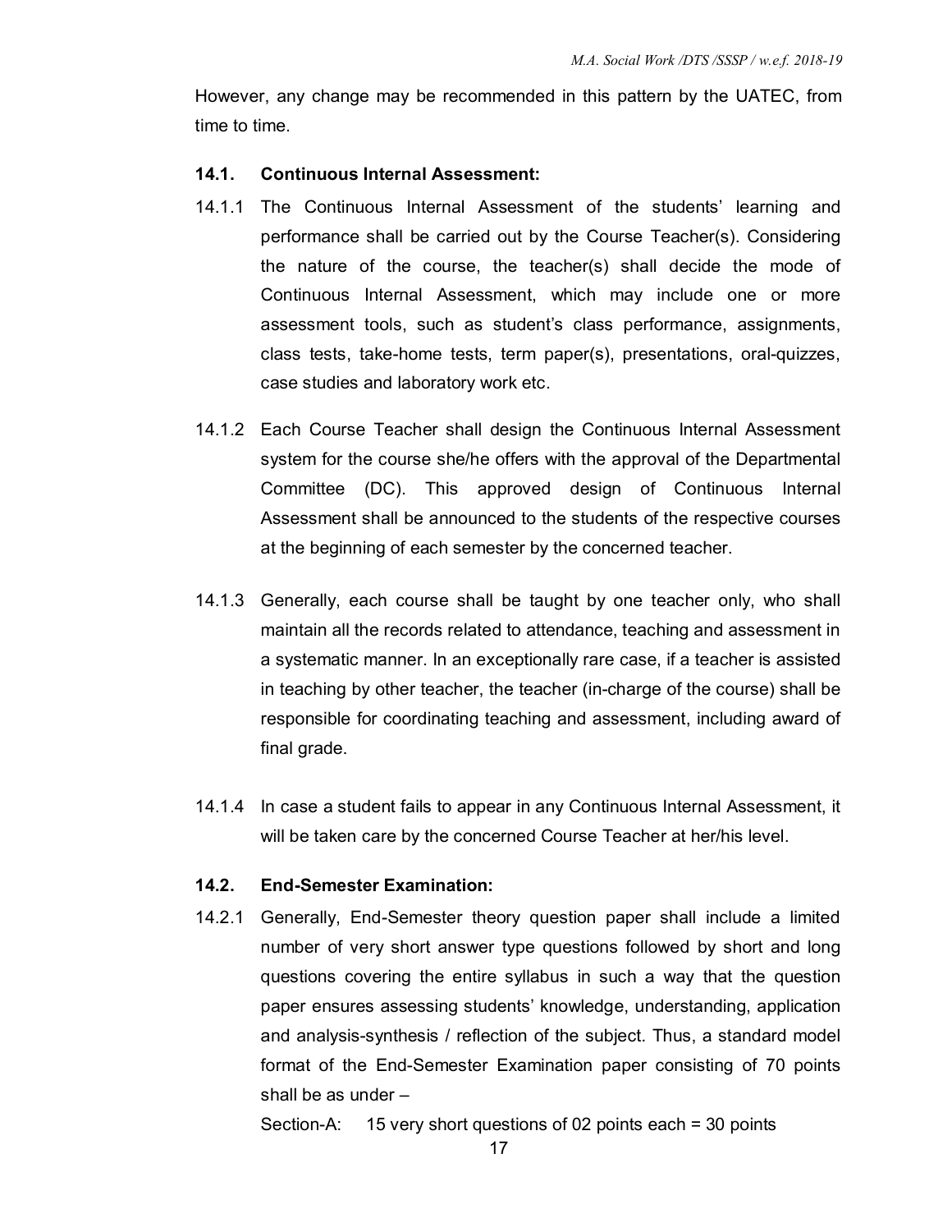However, any change may be recommended in this pattern by the UATEC, from time to time.

### 14.1. Continuous Internal Assessment:

14.1.1 The Continuous Internal Assessment of the students' learning and performance shall be carried out by the Course Teacher(s). Considering the nature of the course, the teacher(s) shall decide the mode of Continuous Internal Assessment, which may include one or more assessment tools, such as student's class performance, assignments, class tests, take-home tests, term paper(s), presentations, oral-quizzes, case studies and laboratory work etc.

14.1.2 Each Course Teacher shall design the Continuous Internal Assessment system for the course she/he offers with the approval of the Departmental Committee (DC). This approved design of Continuous Internal Assessment shall be announced to the students of the respective courses at the beginning of each semester by the concerned teacher.

14.1.3 Generally, each course shall be taught by one teacher only, who shall maintain all the records related to attendance, teaching and assessment in a systematic manner. In an exceptionally rare case, if a teacher is assisted in teaching by other teacher, the teacher (in-charge of the course) shall be responsible for coordinating teaching and assessment, including award of final grade.

14.1.4 In case a student fails to appear in any Continuous Internal Assessment, it will be taken care by the concerned Course Teacher at her/his level.

### 14.2. End-Semester Examination:

14.2.1 Generally, End-Semester theory question paper shall include a limited number of very short answer type questions followed by short and long questions covering the entire syllabus in such a way that the question paper ensures assessing students' knowledge, understanding, application and analysis-synthesis / reflection of the subject. Thus, a standard model format of the End-Semester Examination paper consisting of 70 points shall be as under –

Section-A: 15 very short questions of 02 points each = 30 points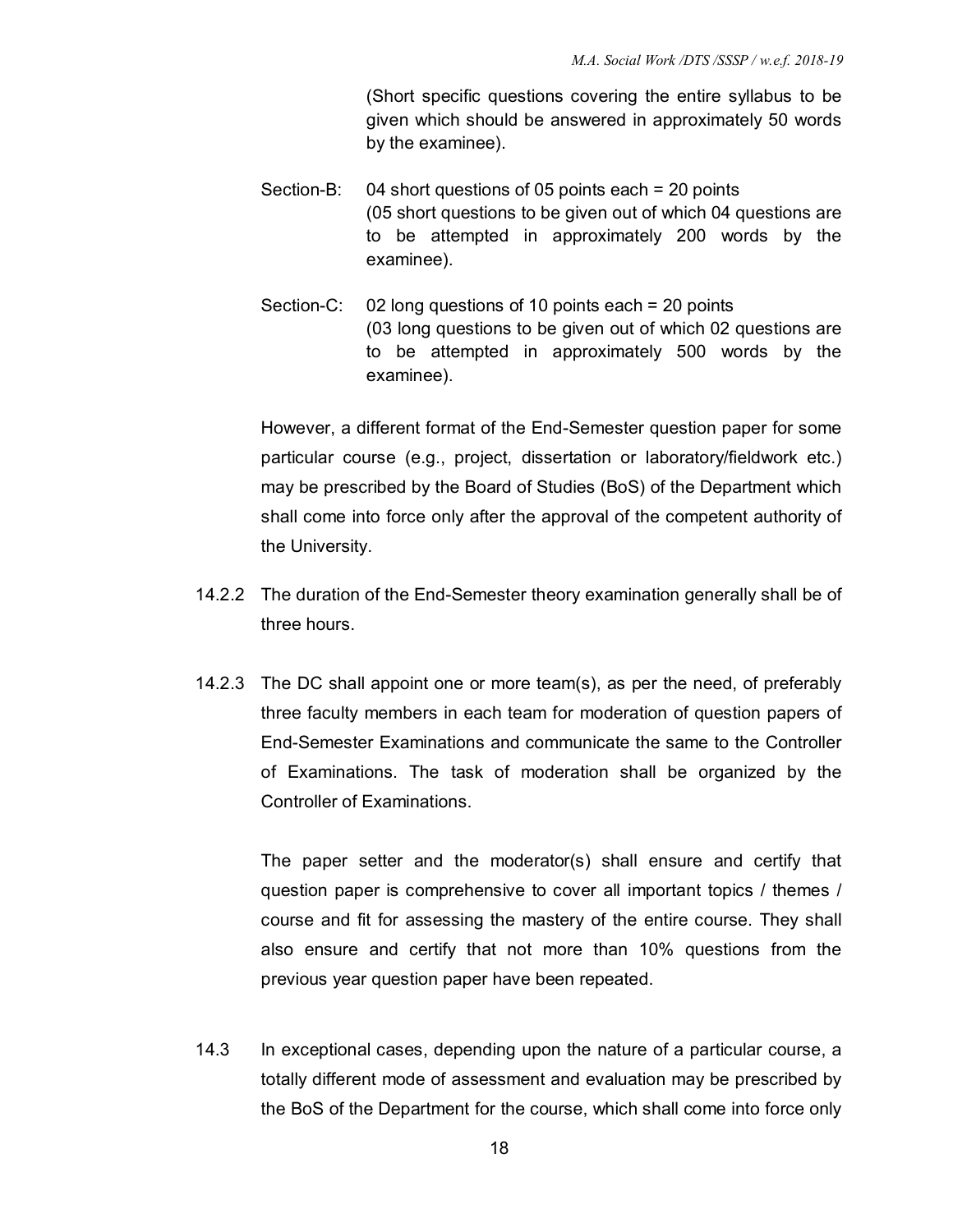(Short specific questions covering the entire syllabus to be given which should be answered in approximately 50 words by the examinee).

Section-B: 04 short questions of 05 points each = 20 points
(05 short questions to be given out of which 04 questions are to be attempted in approximately 200 words by the examinee).

Section-C: 02 long questions of 10 points each = 20 points
(03 long questions to be given out of which 02 questions are to be attempted in approximately 500 words by the examinee).

However, a different format of the End-Semester question paper for some particular course (e.g., project, dissertation or laboratory/fieldwork etc.) may be prescribed by the Board of Studies (BoS) of the Department which shall come into force only after the approval of the competent authority of the University.

14.2.2 The duration of the End-Semester theory examination generally shall be of three hours.

14.2.3 The DC shall appoint one or more team(s), as per the need, of preferably three faculty members in each team for moderation of question papers of End-Semester Examinations and communicate the same to the Controller of Examinations. The task of moderation shall be organized by the Controller of Examinations.

The paper setter and the moderator(s) shall ensure and certify that question paper is comprehensive to cover all important topics / themes / course and fit for assessing the mastery of the entire course. They shall also ensure and certify that not more than 10% questions from the previous year question paper have been repeated.

14.3 In exceptional cases, depending upon the nature of a particular course, a totally different mode of assessment and evaluation may be prescribed by the BoS of the Department for the course, which shall come into force only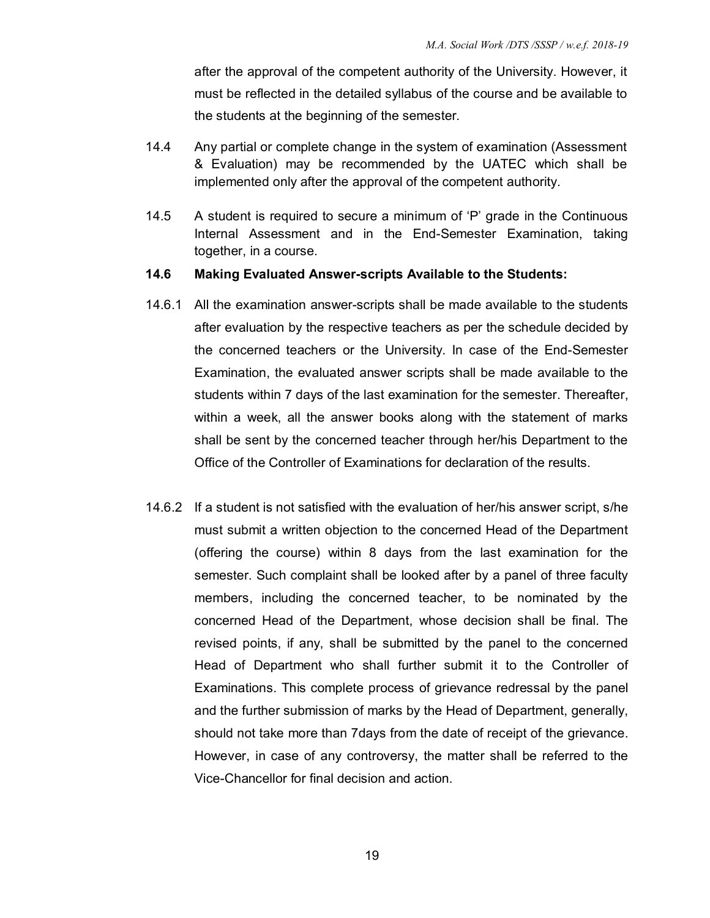after the approval of the competent authority of the University. However, it must be reflected in the detailed syllabus of the course and be available to the students at the beginning of the semester.

14.4 Any partial or complete change in the system of examination (Assessment & Evaluation) may be recommended by the UATEC which shall be implemented only after the approval of the competent authority.

14.5 A student is required to secure a minimum of 'P' grade in the Continuous Internal Assessment and in the End-Semester Examination, taking together, in a course.

**14.6 Making Evaluated Answer-scripts Available to the Students:**

14.6.1 All the examination answer-scripts shall be made available to the students after evaluation by the respective teachers as per the schedule decided by the concerned teachers or the University. In case of the End-Semester Examination, the evaluated answer scripts shall be made available to the students within 7 days of the last examination for the semester. Thereafter, within a week, all the answer books along with the statement of marks shall be sent by the concerned teacher through her/his Department to the Office of the Controller of Examinations for declaration of the results.

14.6.2 If a student is not satisfied with the evaluation of her/his answer script, s/he must submit a written objection to the concerned Head of the Department (offering the course) within 8 days from the last examination for the semester. Such complaint shall be looked after by a panel of three faculty members, including the concerned teacher, to be nominated by the concerned Head of the Department, whose decision shall be final. The revised points, if any, shall be submitted by the panel to the concerned Head of Department who shall further submit it to the Controller of Examinations. This complete process of grievance redressal by the panel and the further submission of marks by the Head of Department, generally, should not take more than 7days from the date of receipt of the grievance. However, in case of any controversy, the matter shall be referred to the Vice-Chancellor for final decision and action.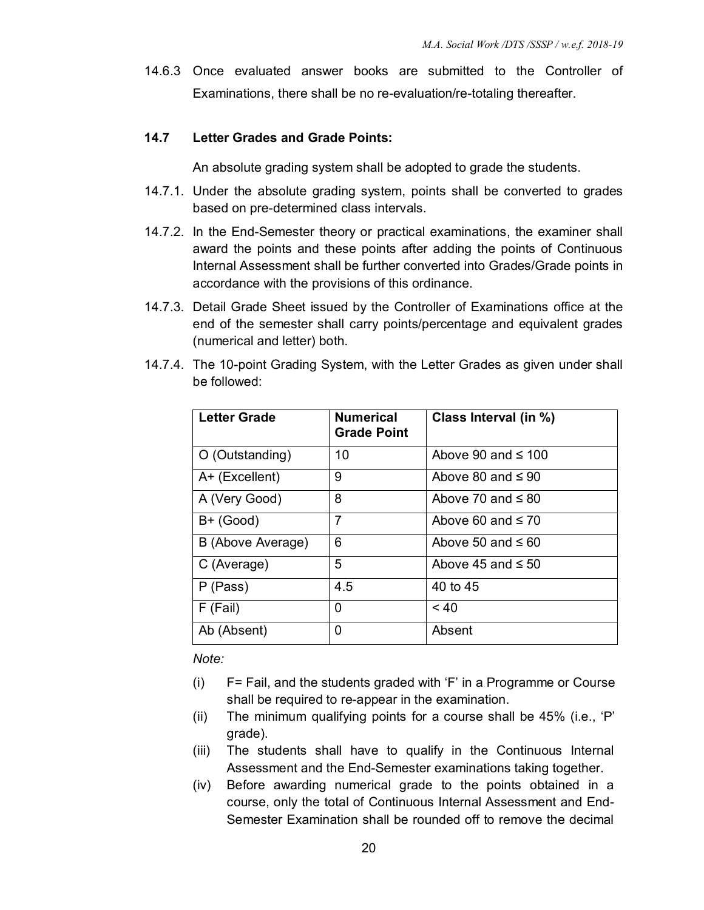14.6.3 Once evaluated answer books are submitted to the Controller of Examinations, there shall be no re-evaluation/re-totaling thereafter.

### 14.7 Letter Grades and Grade Points:

An absolute grading system shall be adopted to grade the students.

14.7.1. Under the absolute grading system, points shall be converted to grades based on pre-determined class intervals.

14.7.2. In the End-Semester theory or practical examinations, the examiner shall award the points and these points after adding the points of Continuous Internal Assessment shall be further converted into Grades/Grade points in accordance with the provisions of this ordinance.

14.7.3. Detail Grade Sheet issued by the Controller of Examinations office at the end of the semester shall carry points/percentage and equivalent grades (numerical and letter) both.

14.7.4. The 10-point Grading System, with the Letter Grades as given under shall be followed:

| Letter Grade | Numerical Grade Point | Class Interval (in %) |
|---|---|---|
| O (Outstanding) | 10 | Above 90 and ≤ 100 |
| A+ (Excellent) | 9 | Above 80 and ≤ 90 |
| A (Very Good) | 8 | Above 70 and ≤ 80 |
| B+ (Good) | 7 | Above 60 and ≤ 70 |
| B (Above Average) | 6 | Above 50 and ≤ 60 |
| C (Average) | 5 | Above 45 and ≤ 50 |
| P (Pass) | 4.5 | 40 to 45 |
| F (Fail) | 0 | < 40 |
| Ab (Absent) | 0 | Absent |

*Note:*

(i) F= Fail, and the students graded with 'F' in a Programme or Course shall be required to re-appear in the examination.

(ii) The minimum qualifying points for a course shall be 45% (i.e., 'P' grade).

(iii) The students shall have to qualify in the Continuous Internal Assessment and the End-Semester examinations taking together.

(iv) Before awarding numerical grade to the points obtained in a course, only the total of Continuous Internal Assessment and End-Semester Examination shall be rounded off to remove the decimal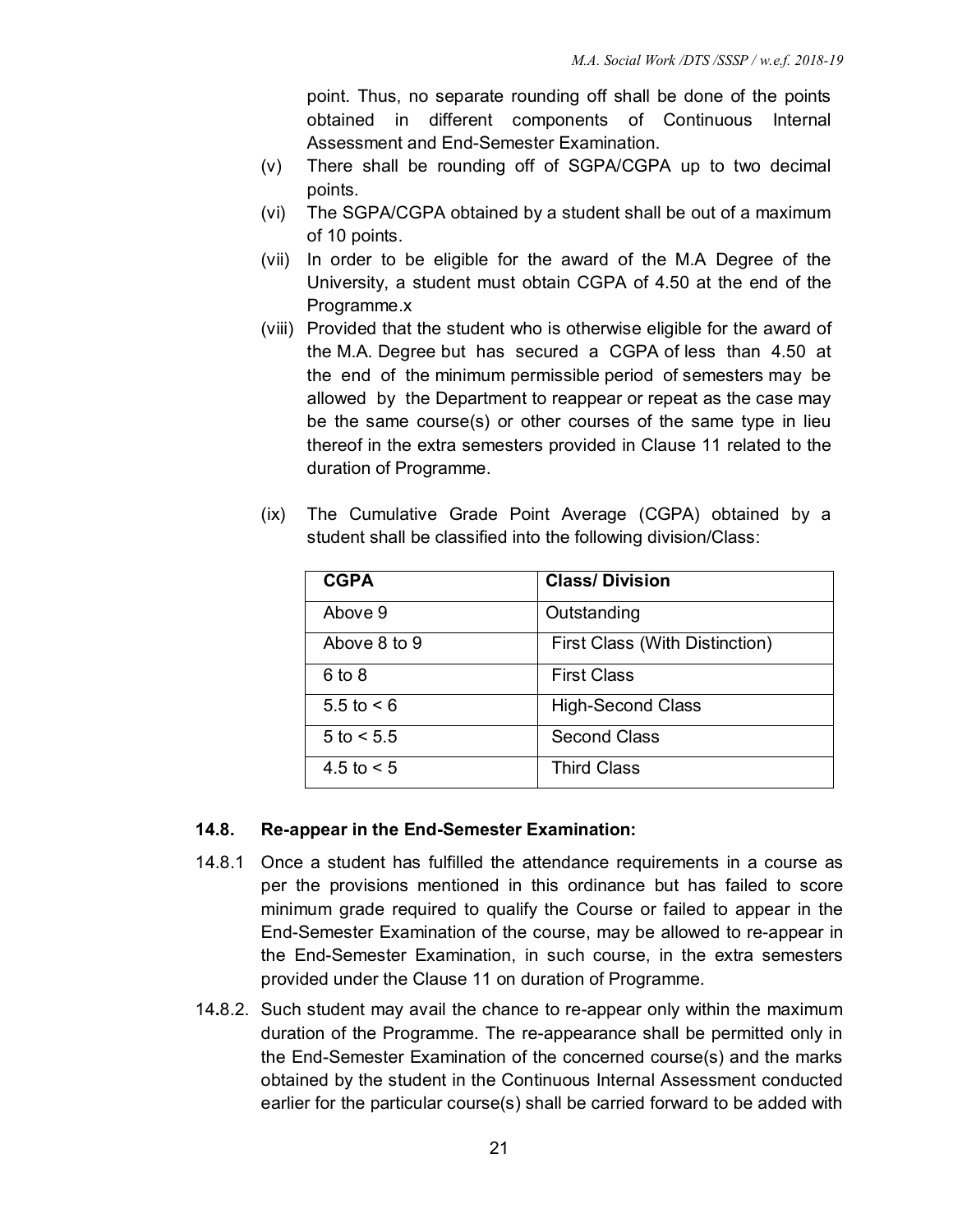point. Thus, no separate rounding off shall be done of the points obtained in different components of Continuous Internal Assessment and End-Semester Examination.

(v) There shall be rounding off of SGPA/CGPA up to two decimal points.

(vi) The SGPA/CGPA obtained by a student shall be out of a maximum of 10 points.

(vii) In order to be eligible for the award of the M.A Degree of the University, a student must obtain CGPA of 4.50 at the end of the Programme.x

(viii) Provided that the student who is otherwise eligible for the award of the M.A. Degree but has secured a CGPA of less than 4.50 at the end of the minimum permissible period of semesters may be allowed by the Department to reappear or repeat as the case may be the same course(s) or other courses of the same type in lieu thereof in the extra semesters provided in Clause 11 related to the duration of Programme.

(ix) The Cumulative Grade Point Average (CGPA) obtained by a student shall be classified into the following division/Class:

| CGPA | Class/ Division |
|---|---|
| Above 9 | Outstanding |
| Above 8 to 9 | First Class (With Distinction) |
| 6 to 8 | First Class |
| 5.5 to < 6 | High-Second Class |
| 5 to < 5.5 | Second Class |
| 4.5 to < 5 | Third Class |

### 14.8. Re-appear in the End-Semester Examination:

14.8.1 Once a student has fulfilled the attendance requirements in a course as per the provisions mentioned in this ordinance but has failed to score minimum grade required to qualify the Course or failed to appear in the End-Semester Examination of the course, may be allowed to re-appear in the End-Semester Examination, in such course, in the extra semesters provided under the Clause 11 on duration of Programme.

14.8.2. Such student may avail the chance to re-appear only within the maximum duration of the Programme. The re-appearance shall be permitted only in the End-Semester Examination of the concerned course(s) and the marks obtained by the student in the Continuous Internal Assessment conducted earlier for the particular course(s) shall be carried forward to be added with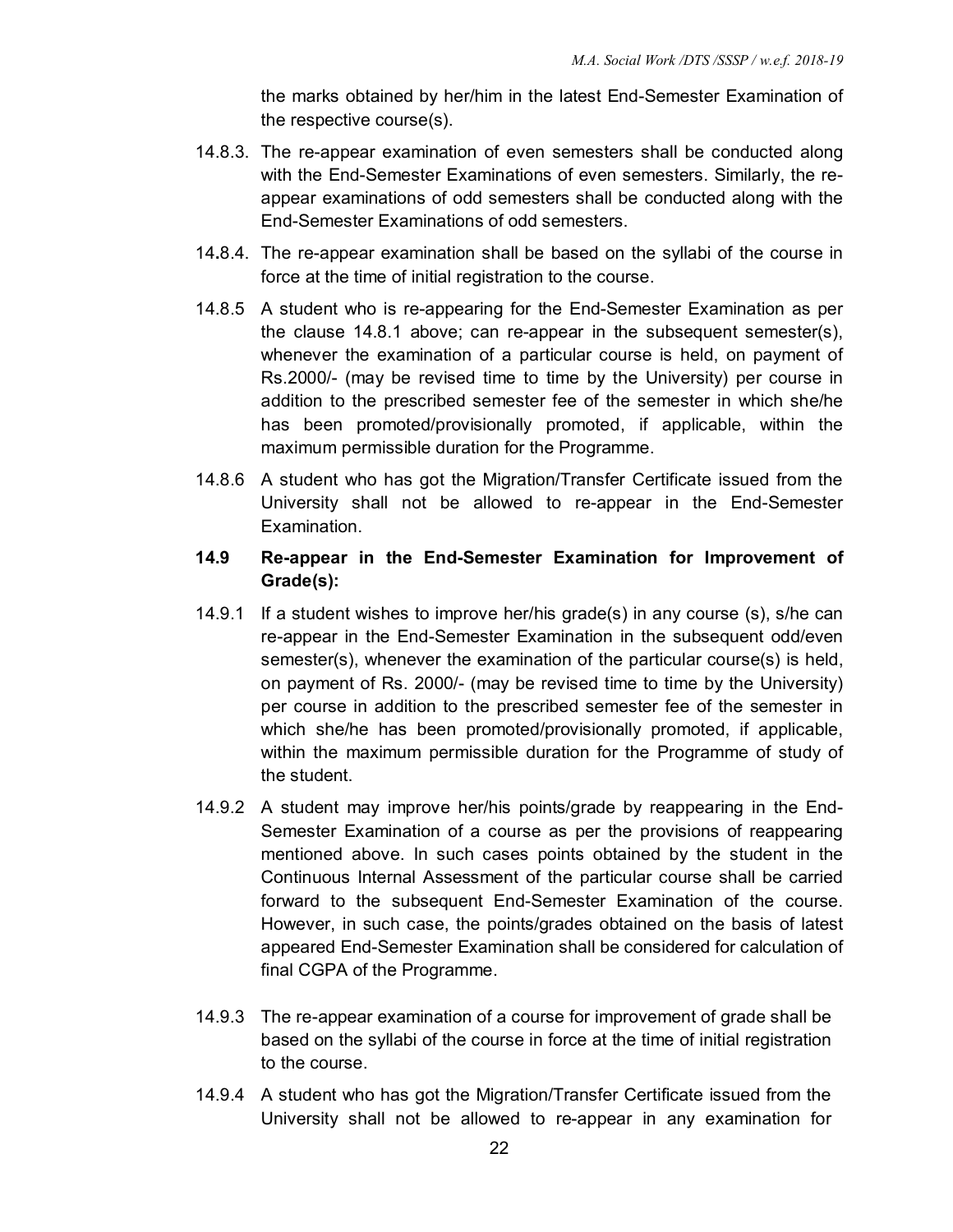the marks obtained by her/him in the latest End-Semester Examination of the respective course(s).

14.8.3. The re-appear examination of even semesters shall be conducted along with the End-Semester Examinations of even semesters. Similarly, the re-appear examinations of odd semesters shall be conducted along with the End-Semester Examinations of odd semesters.

14.8.4. The re-appear examination shall be based on the syllabi of the course in force at the time of initial registration to the course.

14.8.5 A student who is re-appearing for the End-Semester Examination as per the clause 14.8.1 above; can re-appear in the subsequent semester(s), whenever the examination of a particular course is held, on payment of Rs.2000/- (may be revised time to time by the University) per course in addition to the prescribed semester fee of the semester in which she/he has been promoted/provisionally promoted, if applicable, within the maximum permissible duration for the Programme.

14.8.6 A student who has got the Migration/Transfer Certificate issued from the University shall not be allowed to re-appear in the End-Semester Examination.

**14.9 Re-appear in the End-Semester Examination for Improvement of Grade(s):**

14.9.1 If a student wishes to improve her/his grade(s) in any course (s), s/he can re-appear in the End-Semester Examination in the subsequent odd/even semester(s), whenever the examination of the particular course(s) is held, on payment of Rs. 2000/- (may be revised time to time by the University) per course in addition to the prescribed semester fee of the semester in which she/he has been promoted/provisionally promoted, if applicable, within the maximum permissible duration for the Programme of study of the student.

14.9.2 A student may improve her/his points/grade by reappearing in the End-Semester Examination of a course as per the provisions of reappearing mentioned above. In such cases points obtained by the student in the Continuous Internal Assessment of the particular course shall be carried forward to the subsequent End-Semester Examination of the course. However, in such case, the points/grades obtained on the basis of latest appeared End-Semester Examination shall be considered for calculation of final CGPA of the Programme.

14.9.3 The re-appear examination of a course for improvement of grade shall be based on the syllabi of the course in force at the time of initial registration to the course.

14.9.4 A student who has got the Migration/Transfer Certificate issued from the University shall not be allowed to re-appear in any examination for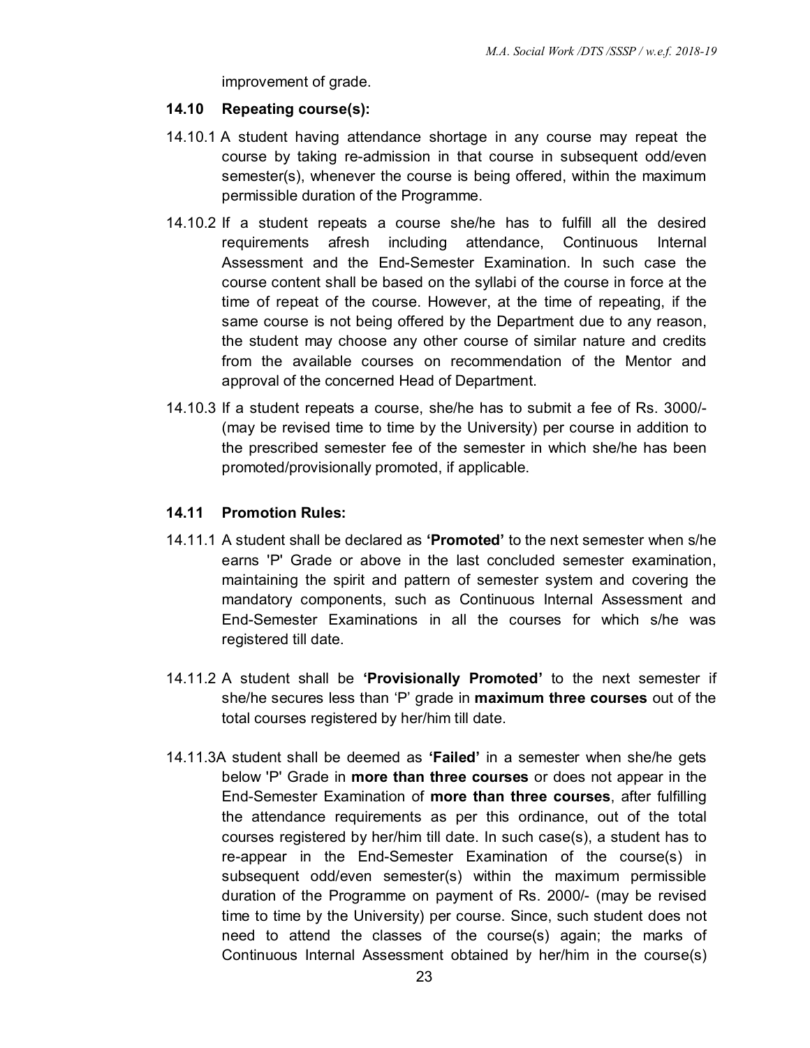improvement of grade.

### 14.10 Repeating course(s):

14.10.1 A student having attendance shortage in any course may repeat the course by taking re-admission in that course in subsequent odd/even semester(s), whenever the course is being offered, within the maximum permissible duration of the Programme.

14.10.2 If a student repeats a course she/he has to fulfill all the desired requirements afresh including attendance, Continuous Internal Assessment and the End-Semester Examination. In such case the course content shall be based on the syllabi of the course in force at the time of repeat of the course. However, at the time of repeating, if the same course is not being offered by the Department due to any reason, the student may choose any other course of similar nature and credits from the available courses on recommendation of the Mentor and approval of the concerned Head of Department.

14.10.3 If a student repeats a course, she/he has to submit a fee of Rs. 3000/- (may be revised time to time by the University) per course in addition to the prescribed semester fee of the semester in which she/he has been promoted/provisionally promoted, if applicable.

### 14.11 Promotion Rules:

14.11.1 A student shall be declared as **'Promoted'** to the next semester when s/he earns 'P' Grade or above in the last concluded semester examination, maintaining the spirit and pattern of semester system and covering the mandatory components, such as Continuous Internal Assessment and End-Semester Examinations in all the courses for which s/he was registered till date.

14.11.2 A student shall be **'Provisionally Promoted'** to the next semester if she/he secures less than 'P' grade in **maximum three courses** out of the total courses registered by her/him till date.

14.11.3A student shall be deemed as **'Failed'** in a semester when she/he gets below 'P' Grade in **more than three courses** or does not appear in the End-Semester Examination of **more than three courses**, after fulfilling the attendance requirements as per this ordinance, out of the total courses registered by her/him till date. In such case(s), a student has to re-appear in the End-Semester Examination of the course(s) in subsequent odd/even semester(s) within the maximum permissible duration of the Programme on payment of Rs. 2000/- (may be revised time to time by the University) per course. Since, such student does not need to attend the classes of the course(s) again; the marks of Continuous Internal Assessment obtained by her/him in the course(s)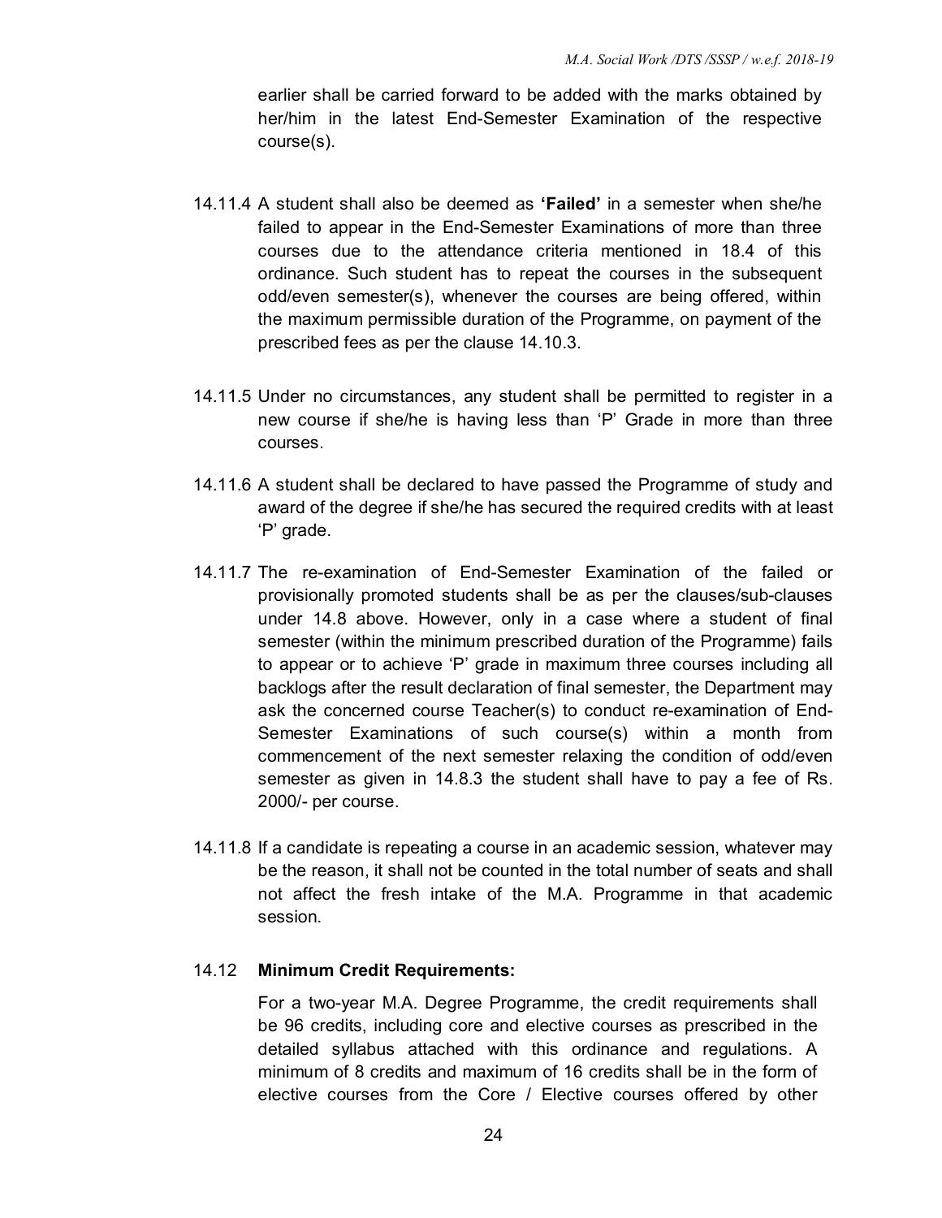earlier shall be carried forward to be added with the marks obtained by her/him in the latest End-Semester Examination of the respective course(s).

14.11.4 A student shall also be deemed as **'Failed'** in a semester when she/he failed to appear in the End-Semester Examinations of more than three courses due to the attendance criteria mentioned in 18.4 of this ordinance. Such student has to repeat the courses in the subsequent odd/even semester(s), whenever the courses are being offered, within the maximum permissible duration of the Programme, on payment of the prescribed fees as per the clause 14.10.3.

14.11.5 Under no circumstances, any student shall be permitted to register in a new course if she/he is having less than 'P' Grade in more than three courses.

14.11.6 A student shall be declared to have passed the Programme of study and award of the degree if she/he has secured the required credits with at least 'P' grade.

14.11.7 The re-examination of End-Semester Examination of the failed or provisionally promoted students shall be as per the clauses/sub-clauses under 14.8 above. However, only in a case where a student of final semester (within the minimum prescribed duration of the Programme) fails to appear or to achieve 'P' grade in maximum three courses including all backlogs after the result declaration of final semester, the Department may ask the concerned course Teacher(s) to conduct re-examination of End-Semester Examinations of such course(s) within a month from commencement of the next semester relaxing the condition of odd/even semester as given in 14.8.3 the student shall have to pay a fee of Rs. 2000/- per course.

14.11.8 If a candidate is repeating a course in an academic session, whatever may be the reason, it shall not be counted in the total number of seats and shall not affect the fresh intake of the M.A. Programme in that academic session.

### 14.12 Minimum Credit Requirements:

For a two-year M.A. Degree Programme, the credit requirements shall be 96 credits, including core and elective courses as prescribed in the detailed syllabus attached with this ordinance and regulations. A minimum of 8 credits and maximum of 16 credits shall be in the form of elective courses from the Core / Elective courses offered by other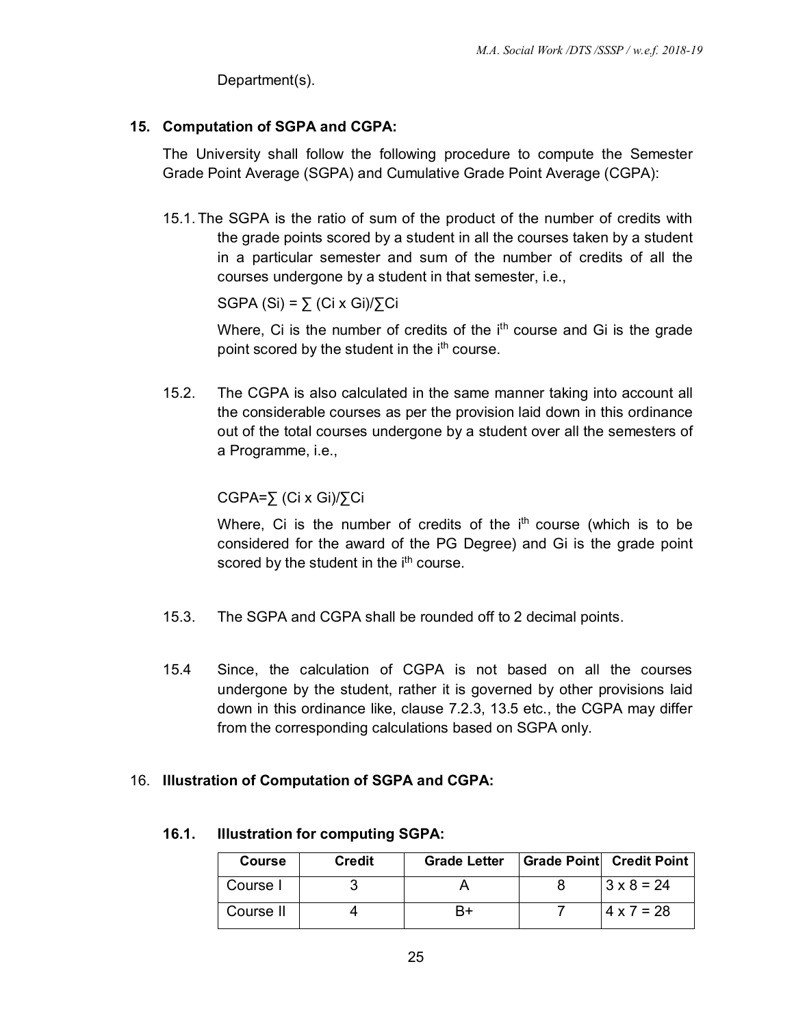Department(s).

## 15. Computation of SGPA and CGPA:

The University shall follow the following procedure to compute the Semester Grade Point Average (SGPA) and Cumulative Grade Point Average (CGPA):

15.1. The SGPA is the ratio of sum of the product of the number of credits with the grade points scored by a student in all the courses taken by a student in a particular semester and sum of the number of credits of all the courses undergone by a student in that semester, i.e.,

SGPA ($S_i$) = $\sum (C_i \times G_i) / \sum C_i$

Where, $C_i$ is the number of credits of the $i^{th}$ course and $G_i$ is the grade point scored by the student in the $i^{th}$ course.

15.2. The CGPA is also calculated in the same manner taking into account all the considerable courses as per the provision laid down in this ordinance out of the total courses undergone by a student over all the semesters of a Programme, i.e.,

CGPA= $\sum (C_i \times G_i) / \sum C_i$

Where, $C_i$ is the number of credits of the $i^{th}$ course (which is to be considered for the award of the PG Degree) and $G_i$ is the grade point scored by the student in the $i^{th}$ course.

15.3. The SGPA and CGPA shall be rounded off to 2 decimal points.

15.4 Since, the calculation of CGPA is not based on all the courses undergone by the student, rather it is governed by other provisions laid down in this ordinance like, clause 7.2.3, 13.5 etc., the CGPA may differ from the corresponding calculations based on SGPA only.

## 16. Illustration of Computation of SGPA and CGPA:

### 16.1. Illustration for computing SGPA:

| Course | Credit | Grade Letter | Grade Point | Credit Point |
|---|---|---|---|---|
| Course I | 3 | A | 8 | 3 x 8 = 24 |
| Course II | 4 | B+ | 7 | 4 x 7 = 28 |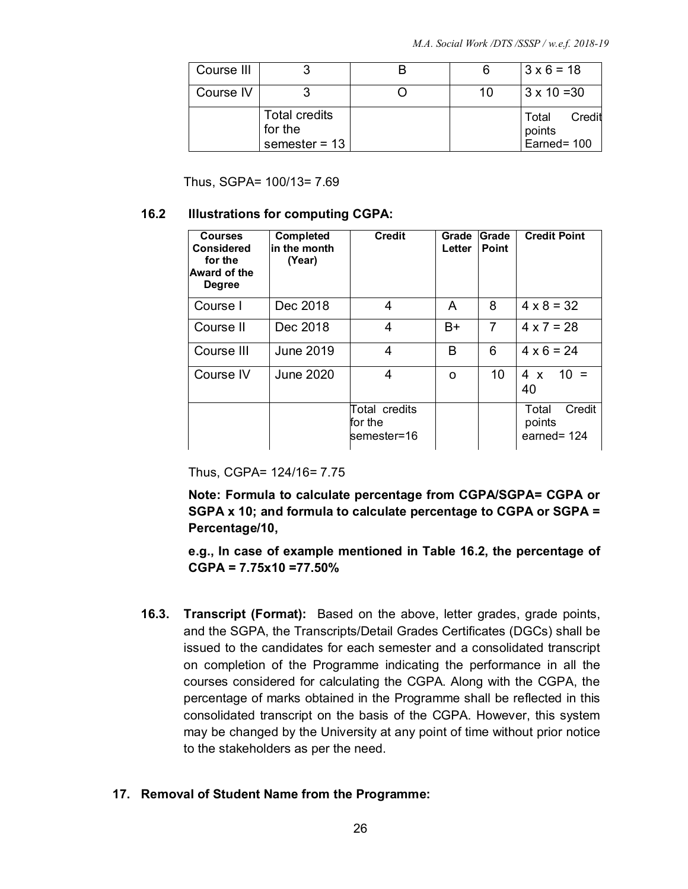| Course III | 3 | B | 6 | 3 x 6 = 18 |
|---|---|---|---|---|
| Course IV | 3 | O | 10 | 3 x 10 =30 |
| | Total credits for the semester = 13 | | | Total Credit points Earned= 100 |

Thus, SGPA= 100/13= 7.69

### 16.2 Illustrations for computing CGPA:

| Courses Considered for the Award of the Degree | Completed in the month (Year) | Credit | Grade Letter | Grade Point | Credit Point |
|---|---|---|---|---|---|
| Course I | Dec 2018 | 4 | A | 8 | 4 x 8 = 32 |
| Course II | Dec 2018 | 4 | B+ | 7 | 4 x 7 = 28 |
| Course III | June 2019 | 4 | B | 6 | 4 x 6 = 24 |
| Course IV | June 2020 | 4 | o | 10 | 4 x 10 = 40 |
| | | Total credits for the semester=16 | | | Total Credit points earned= 124 |

Thus, CGPA= 124/16= 7.75

**Note: Formula to calculate percentage from CGPA/SGPA= CGPA or SGPA x 10; and formula to calculate percentage to CGPA or SGPA = Percentage/10,**

**e.g., In case of example mentioned in Table 16.2, the percentage of CGPA = 7.75x10 =77.50%**

**16.3. Transcript (Format):** Based on the above, letter grades, grade points, and the SGPA, the Transcripts/Detail Grades Certificates (DGCs) shall be issued to the candidates for each semester and a consolidated transcript on completion of the Programme indicating the performance in all the courses considered for calculating the CGPA. Along with the CGPA, the percentage of marks obtained in the Programme shall be reflected in this consolidated transcript on the basis of the CGPA. However, this system may be changed by the University at any point of time without prior notice to the stakeholders as per the need.

## 17. Removal of Student Name from the Programme: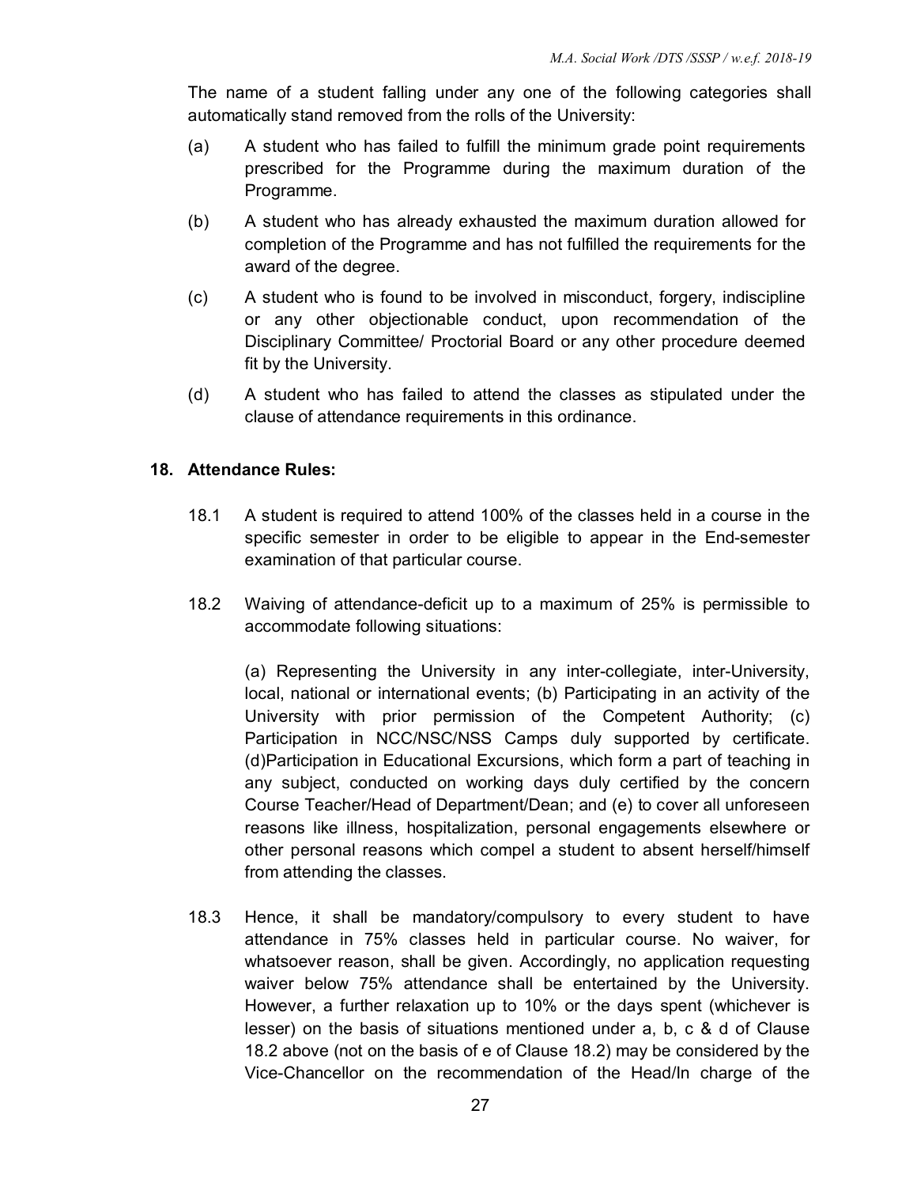The name of a student falling under any one of the following categories shall automatically stand removed from the rolls of the University:

(a) A student who has failed to fulfill the minimum grade point requirements prescribed for the Programme during the maximum duration of the Programme.

(b) A student who has already exhausted the maximum duration allowed for completion of the Programme and has not fulfilled the requirements for the award of the degree.

(c) A student who is found to be involved in misconduct, forgery, indiscipline or any other objectionable conduct, upon recommendation of the Disciplinary Committee/ Proctorial Board or any other procedure deemed fit by the University.

(d) A student who has failed to attend the classes as stipulated under the clause of attendance requirements in this ordinance.

## 18. Attendance Rules:

18.1 A student is required to attend 100% of the classes held in a course in the specific semester in order to be eligible to appear in the End-semester examination of that particular course.

18.2 Waiving of attendance-deficit up to a maximum of 25% is permissible to accommodate following situations:

(a) Representing the University in any inter-collegiate, inter-University, local, national or international events; (b) Participating in an activity of the University with prior permission of the Competent Authority; (c) Participation in NCC/NSC/NSS Camps duly supported by certificate. (d)Participation in Educational Excursions, which form a part of teaching in any subject, conducted on working days duly certified by the concern Course Teacher/Head of Department/Dean; and (e) to cover all unforeseen reasons like illness, hospitalization, personal engagements elsewhere or other personal reasons which compel a student to absent herself/himself from attending the classes.

18.3 Hence, it shall be mandatory/compulsory to every student to have attendance in 75% classes held in particular course. No waiver, for whatsoever reason, shall be given. Accordingly, no application requesting waiver below 75% attendance shall be entertained by the University. However, a further relaxation up to 10% or the days spent (whichever is lesser) on the basis of situations mentioned under a, b, c & d of Clause 18.2 above (not on the basis of e of Clause 18.2) may be considered by the Vice-Chancellor on the recommendation of the Head/In charge of the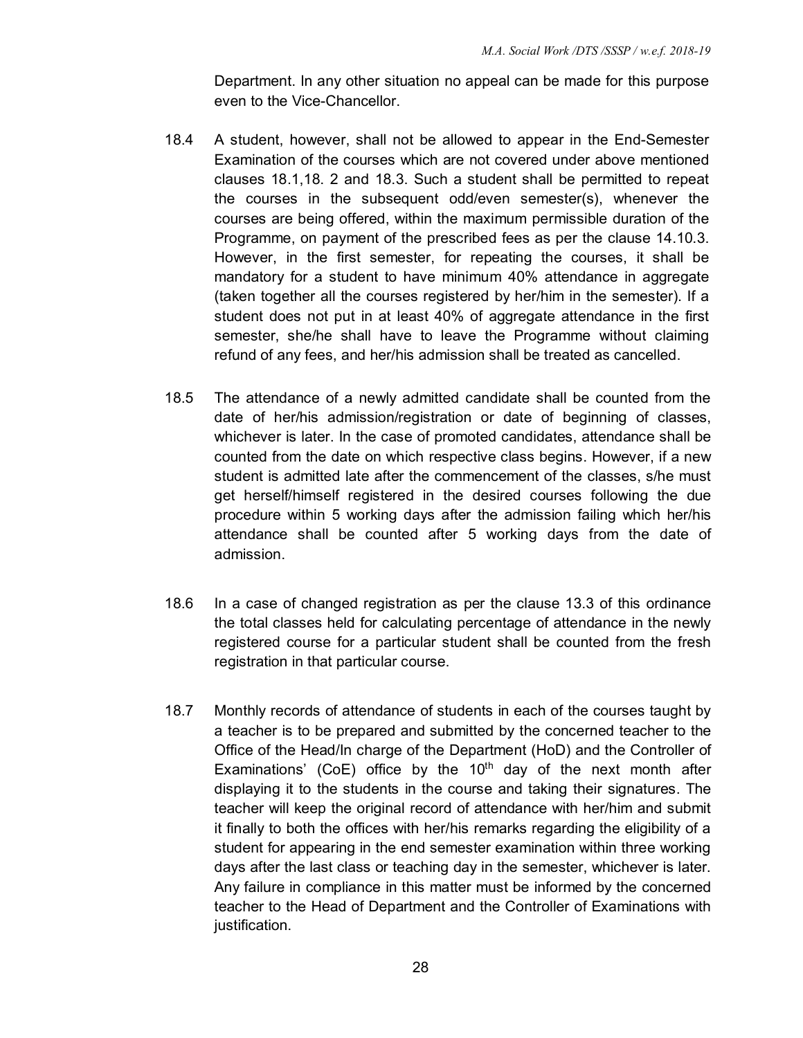Department. In any other situation no appeal can be made for this purpose even to the Vice-Chancellor.

18.4 A student, however, shall not be allowed to appear in the End-Semester Examination of the courses which are not covered under above mentioned clauses 18.1,18. 2 and 18.3. Such a student shall be permitted to repeat the courses in the subsequent odd/even semester(s), whenever the courses are being offered, within the maximum permissible duration of the Programme, on payment of the prescribed fees as per the clause 14.10.3. However, in the first semester, for repeating the courses, it shall be mandatory for a student to have minimum 40% attendance in aggregate (taken together all the courses registered by her/him in the semester). If a student does not put in at least 40% of aggregate attendance in the first semester, she/he shall have to leave the Programme without claiming refund of any fees, and her/his admission shall be treated as cancelled.

18.5 The attendance of a newly admitted candidate shall be counted from the date of her/his admission/registration or date of beginning of classes, whichever is later. In the case of promoted candidates, attendance shall be counted from the date on which respective class begins. However, if a new student is admitted late after the commencement of the classes, s/he must get herself/himself registered in the desired courses following the due procedure within 5 working days after the admission failing which her/his attendance shall be counted after 5 working days from the date of admission.

18.6 In a case of changed registration as per the clause 13.3 of this ordinance the total classes held for calculating percentage of attendance in the newly registered course for a particular student shall be counted from the fresh registration in that particular course.

18.7 Monthly records of attendance of students in each of the courses taught by a teacher is to be prepared and submitted by the concerned teacher to the Office of the Head/In charge of the Department (HoD) and the Controller of Examinations' (CoE) office by the 10th day of the next month after displaying it to the students in the course and taking their signatures. The teacher will keep the original record of attendance with her/him and submit it finally to both the offices with her/his remarks regarding the eligibility of a student for appearing in the end semester examination within three working days after the last class or teaching day in the semester, whichever is later. Any failure in compliance in this matter must be informed by the concerned teacher to the Head of Department and the Controller of Examinations with justification.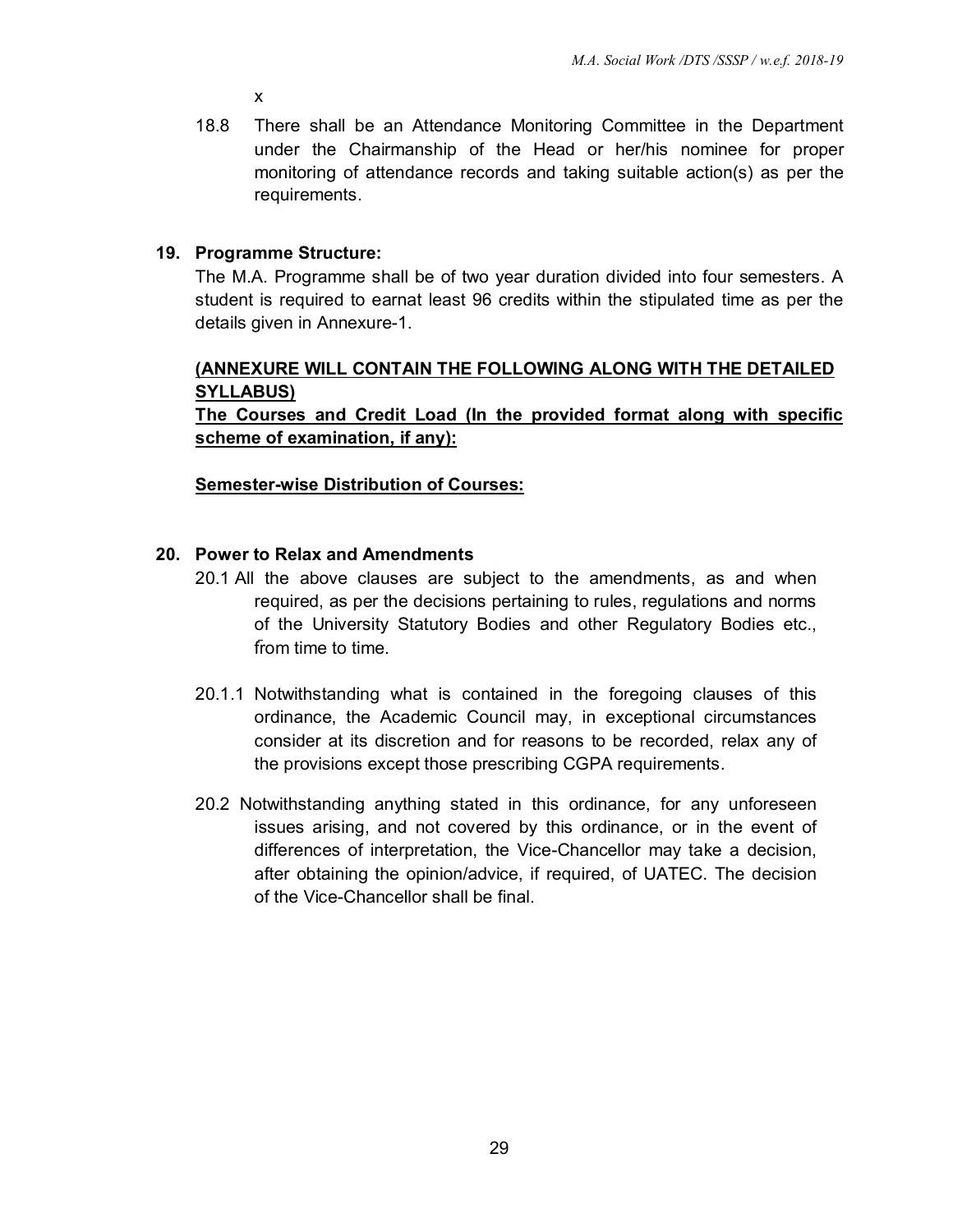x

18.8 There shall be an Attendance Monitoring Committee in the Department under the Chairmanship of the Head or her/his nominee for proper monitoring of attendance records and taking suitable action(s) as per the requirements.

**19. Programme Structure:**

The M.A. Programme shall be of two year duration divided into four semesters. A student is required to earnat least 96 credits within the stipulated time as per the details given in Annexure-1.

**<u>(ANNEXURE WILL CONTAIN THE FOLLOWING ALONG WITH THE DETAILED SYLLABUS)</u>**

**<u>The Courses and Credit Load (In the provided format along with specific scheme of examination, if any):</u>**

**<u>Semester-wise Distribution of Courses:</u>**

**20. Power to Relax and Amendments**

20.1 All the above clauses are subject to the amendments, as and when required, as per the decisions pertaining to rules, regulations and norms of the University Statutory Bodies and other Regulatory Bodies etc., from time to time.

20.1.1 Notwithstanding what is contained in the foregoing clauses of this ordinance, the Academic Council may, in exceptional circumstances consider at its discretion and for reasons to be recorded, relax any of the provisions except those prescribing CGPA requirements.

20.2 Notwithstanding anything stated in this ordinance, for any unforeseen issues arising, and not covered by this ordinance, or in the event of differences of interpretation, the Vice-Chancellor may take a decision, after obtaining the opinion/advice, if required, of UATEC. The decision of the Vice-Chancellor shall be final.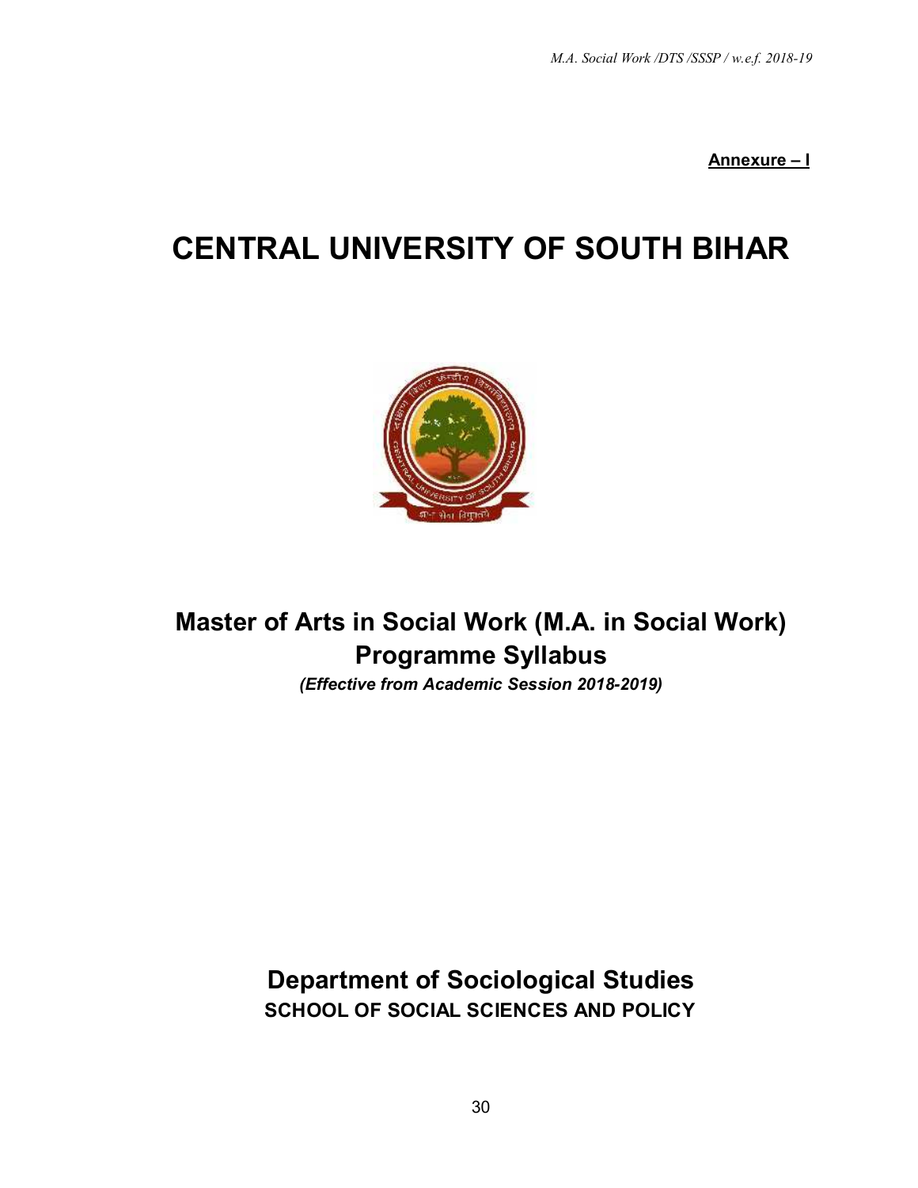**Annexure – I**

# CENTRAL UNIVERSITY OF SOUTH BIHAR

## Master of Arts in Social Work (M.A. in Social Work) Programme Syllabus

***(Effective from Academic Session 2018-2019)***

## Department of Sociological Studies

**SCHOOL OF SOCIAL SCIENCES AND POLICY**